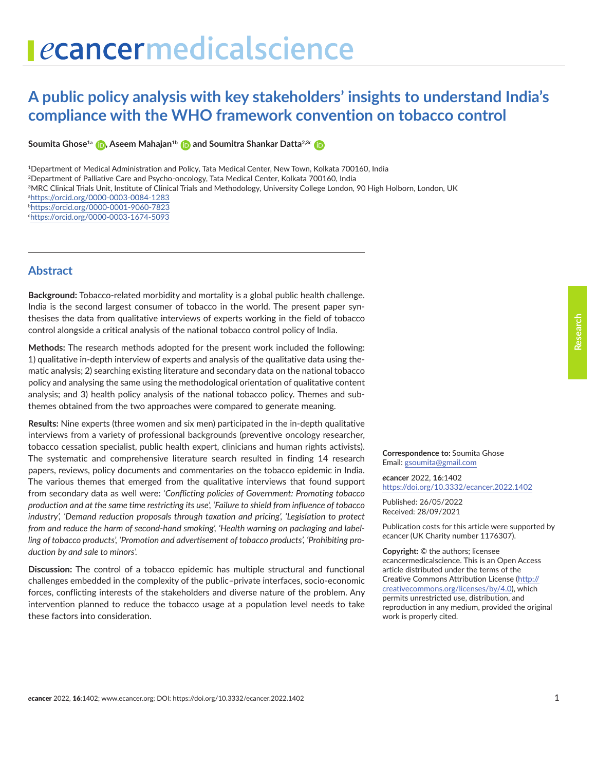# A public policy analysis with key stakeholders' insights to understand India's compliance with the WHO framework convention on tobacco control

**Soumita Ghose[1a], Aseem Mahajan[1b] and Soumitra Shankar Datta[2,3c]**

[1]Department of Medical Administration and Policy, Tata Medical Center, New Town, Kolkata 700160, India
[2]Department of Palliative Care and Psycho-oncology, Tata Medical Center, Kolkata 700160, India
[3]MRC Clinical Trials Unit, Institute of Clinical Trials and Methodology, University College London, 90 High Holborn, London, UK
[a]https://orcid.org/0000-0003-0084-1283
[b]https://orcid.org/0000-0001-9060-7823
[c]https://orcid.org/0000-0003-1674-5093

## Abstract

**Background:** Tobacco-related morbidity and mortality is a global public health challenge. India is the second largest consumer of tobacco in the world. The present paper synthesises the data from qualitative interviews of experts working in the field of tobacco control alongside a critical analysis of the national tobacco control policy of India.

**Methods:** The research methods adopted for the present work included the following: 1) qualitative in-depth interview of experts and analysis of the qualitative data using thematic analysis; 2) searching existing literature and secondary data on the national tobacco policy and analysing the same using the methodological orientation of qualitative content analysis; and 3) health policy analysis of the national tobacco policy. Themes and subthemes obtained from the two approaches were compared to generate meaning.

**Results:** Nine experts (three women and six men) participated in the in-depth qualitative interviews from a variety of professional backgrounds (preventive oncology researcher, tobacco cessation specialist, public health expert, clinicians and human rights activists). The systematic and comprehensive literature search resulted in finding 14 research papers, reviews, policy documents and commentaries on the tobacco epidemic in India. The various themes that emerged from the qualitative interviews that found support from secondary data as well were: '*Conflicting policies of Government: Promoting tobacco production and at the same time restricting its use*', '*Failure to shield from influence of tobacco industry*', '*Demand reduction proposals through taxation and pricing*', '*Legislation to protect from and reduce the harm of second-hand smoking*', '*Health warning on packaging and labelling of tobacco products*', '*Promotion and advertisement of tobacco products*', '*Prohibiting production by and sale to minors*'.

**Discussion:** The control of a tobacco epidemic has multiple structural and functional challenges embedded in the complexity of the public–private interfaces, socio-economic forces, conflicting interests of the stakeholders and diverse nature of the problem. Any intervention planned to reduce the tobacco usage at a population level needs to take these factors into consideration.

**Correspondence to:** Soumita Ghose
Email: gsoumita@gmail.com

*e*cancer 2022, **16**:1402
https://doi.org/10.3332/ecancer.2022.1402

Published: 26/05/2022
Received: 28/09/2021

Publication costs for this article were supported by *e*cancer (UK Charity number 1176307).

**Copyright:** © the authors; licensee *e*cancermedicalscience. This is an Open Access article distributed under the terms of the Creative Commons Attribution License (http://creativecommons.org/licenses/by/4.0), which permits unrestricted use, distribution, and reproduction in any medium, provided the original work is properly cited.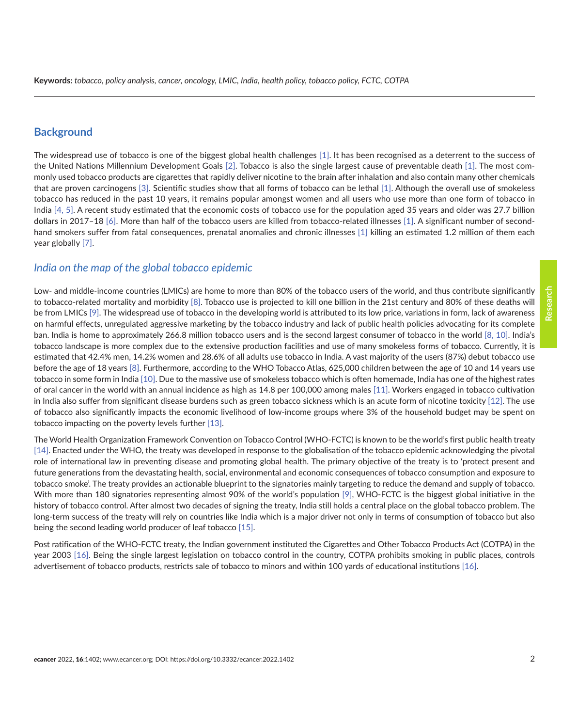**Keywords:** *tobacco, policy analysis, cancer, oncology, LMIC, India, health policy, tobacco policy, FCTC, COTPA*

## Background

The widespread use of tobacco is one of the biggest global health challenges [1]. It has been recognised as a deterrent to the success of the United Nations Millennium Development Goals [2]. Tobacco is also the single largest cause of preventable death [1]. The most commonly used tobacco products are cigarettes that rapidly deliver nicotine to the brain after inhalation and also contain many other chemicals that are proven carcinogens [3]. Scientific studies show that all forms of tobacco can be lethal [1]. Although the overall use of smokeless tobacco has reduced in the past 10 years, it remains popular amongst women and all users who use more than one form of tobacco in India [4, 5]. A recent study estimated that the economic costs of tobacco use for the population aged 35 years and older was 27.7 billion dollars in 2017–18 [6]. More than half of the tobacco users are killed from tobacco-related illnesses [1]. A significant number of second-hand smokers suffer from fatal consequences, prenatal anomalies and chronic illnesses [1] killing an estimated 1.2 million of them each year globally [7].

### *India on the map of the global tobacco epidemic*

Low- and middle-income countries (LMICs) are home to more than 80% of the tobacco users of the world, and thus contribute significantly to tobacco-related mortality and morbidity [8]. Tobacco use is projected to kill one billion in the 21st century and 80% of these deaths will be from LMICs [9]. The widespread use of tobacco in the developing world is attributed to its low price, variations in form, lack of awareness on harmful effects, unregulated aggressive marketing by the tobacco industry and lack of public health policies advocating for its complete ban. India is home to approximately 266.8 million tobacco users and is the second largest consumer of tobacco in the world [8, 10]. India's tobacco landscape is more complex due to the extensive production facilities and use of many smokeless forms of tobacco. Currently, it is estimated that 42.4% men, 14.2% women and 28.6% of all adults use tobacco in India. A vast majority of the users (87%) debut tobacco use before the age of 18 years [8]. Furthermore, according to the WHO Tobacco Atlas, 625,000 children between the age of 10 and 14 years use tobacco in some form in India [10]. Due to the massive use of smokeless tobacco which is often homemade, India has one of the highest rates of oral cancer in the world with an annual incidence as high as 14.8 per 100,000 among males [11]. Workers engaged in tobacco cultivation in India also suffer from significant disease burdens such as green tobacco sickness which is an acute form of nicotine toxicity [12]. The use of tobacco also significantly impacts the economic livelihood of low-income groups where 3% of the household budget may be spent on tobacco impacting on the poverty levels further [13].

The World Health Organization Framework Convention on Tobacco Control (WHO-FCTC) is known to be the world's first public health treaty [14]. Enacted under the WHO, the treaty was developed in response to the globalisation of the tobacco epidemic acknowledging the pivotal role of international law in preventing disease and promoting global health. The primary objective of the treaty is to 'protect present and future generations from the devastating health, social, environmental and economic consequences of tobacco consumption and exposure to tobacco smoke'. The treaty provides an actionable blueprint to the signatories mainly targeting to reduce the demand and supply of tobacco. With more than 180 signatories representing almost 90% of the world's population [9], WHO-FCTC is the biggest global initiative in the history of tobacco control. After almost two decades of signing the treaty, India still holds a central place on the global tobacco problem. The long-term success of the treaty will rely on countries like India which is a major driver not only in terms of consumption of tobacco but also being the second leading world producer of leaf tobacco [15].

Post ratification of the WHO-FCTC treaty, the Indian government instituted the Cigarettes and Other Tobacco Products Act (COTPA) in the year 2003 [16]. Being the single largest legislation on tobacco control in the country, COTPA prohibits smoking in public places, controls advertisement of tobacco products, restricts sale of tobacco to minors and within 100 yards of educational institutions [16].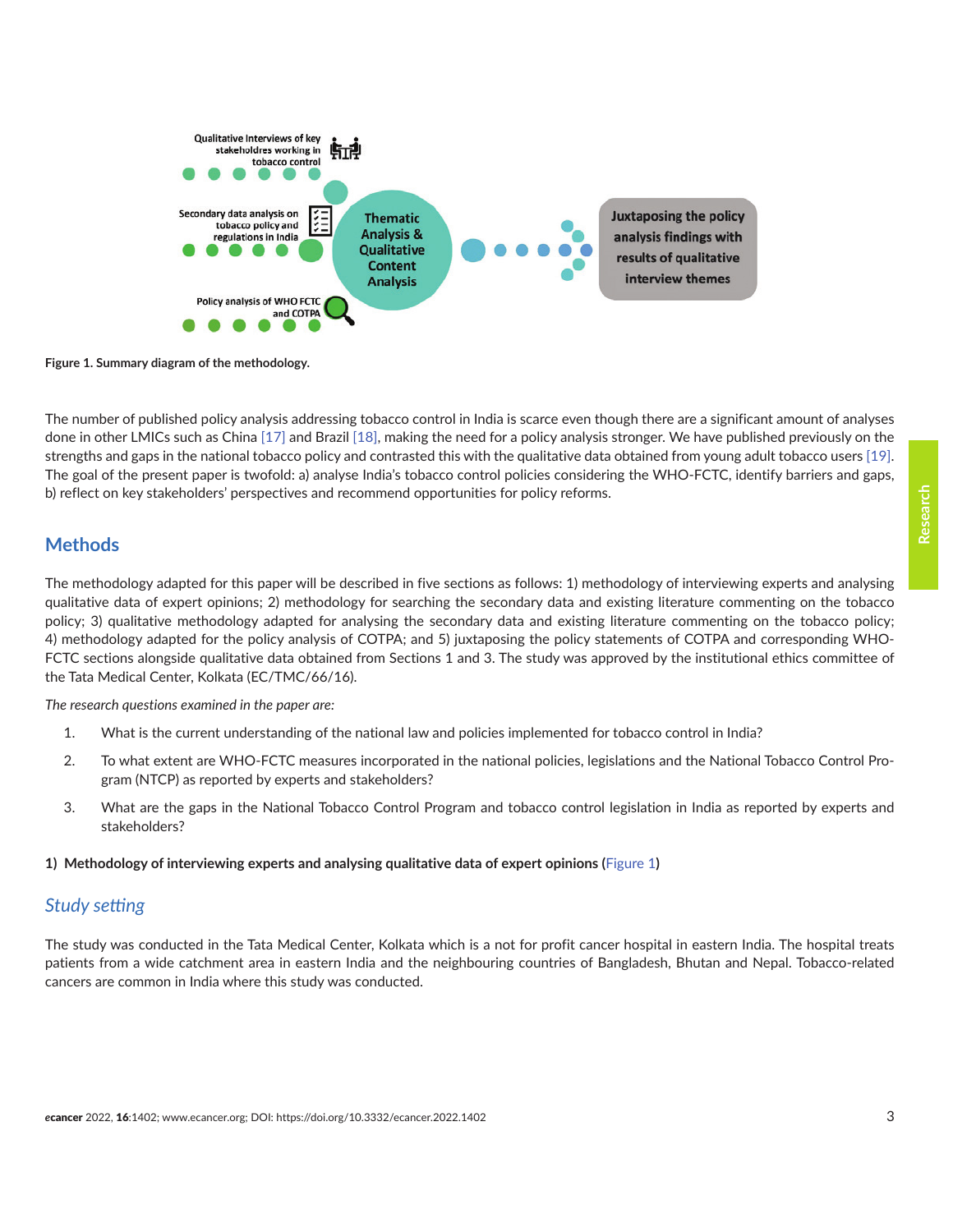Figure 1. Summary diagram of the methodology.

The number of published policy analysis addressing tobacco control in India is scarce even though there are a significant amount of analyses done in other LMICs such as China [17] and Brazil [18], making the need for a policy analysis stronger. We have published previously on the strengths and gaps in the national tobacco policy and contrasted this with the qualitative data obtained from young adult tobacco users [19]. The goal of the present paper is twofold: a) analyse India's tobacco control policies considering the WHO-FCTC, identify barriers and gaps, b) reflect on key stakeholders' perspectives and recommend opportunities for policy reforms.

## Methods

The methodology adapted for this paper will be described in five sections as follows: 1) methodology of interviewing experts and analysing qualitative data of expert opinions; 2) methodology for searching the secondary data and existing literature commenting on the tobacco policy; 3) qualitative methodology adapted for analysing the secondary data and existing literature commenting on the tobacco policy; 4) methodology adapted for the policy analysis of COTPA; and 5) juxtaposing the policy statements of COTPA and corresponding WHO-FCTC sections alongside qualitative data obtained from Sections 1 and 3. The study was approved by the institutional ethics committee of the Tata Medical Center, Kolkata (EC/TMC/66/16).

*The research questions examined in the paper are:*

1. What is the current understanding of the national law and policies implemented for tobacco control in India?
2. To what extent are WHO-FCTC measures incorporated in the national policies, legislations and the National Tobacco Control Program (NTCP) as reported by experts and stakeholders?
3. What are the gaps in the National Tobacco Control Program and tobacco control legislation in India as reported by experts and stakeholders?

**1) Methodology of interviewing experts and analysing qualitative data of expert opinions (Figure 1)**

### *Study setting*

The study was conducted in the Tata Medical Center, Kolkata which is a not for profit cancer hospital in eastern India. The hospital treats patients from a wide catchment area in eastern India and the neighbouring countries of Bangladesh, Bhutan and Nepal. Tobacco-related cancers are common in India where this study was conducted.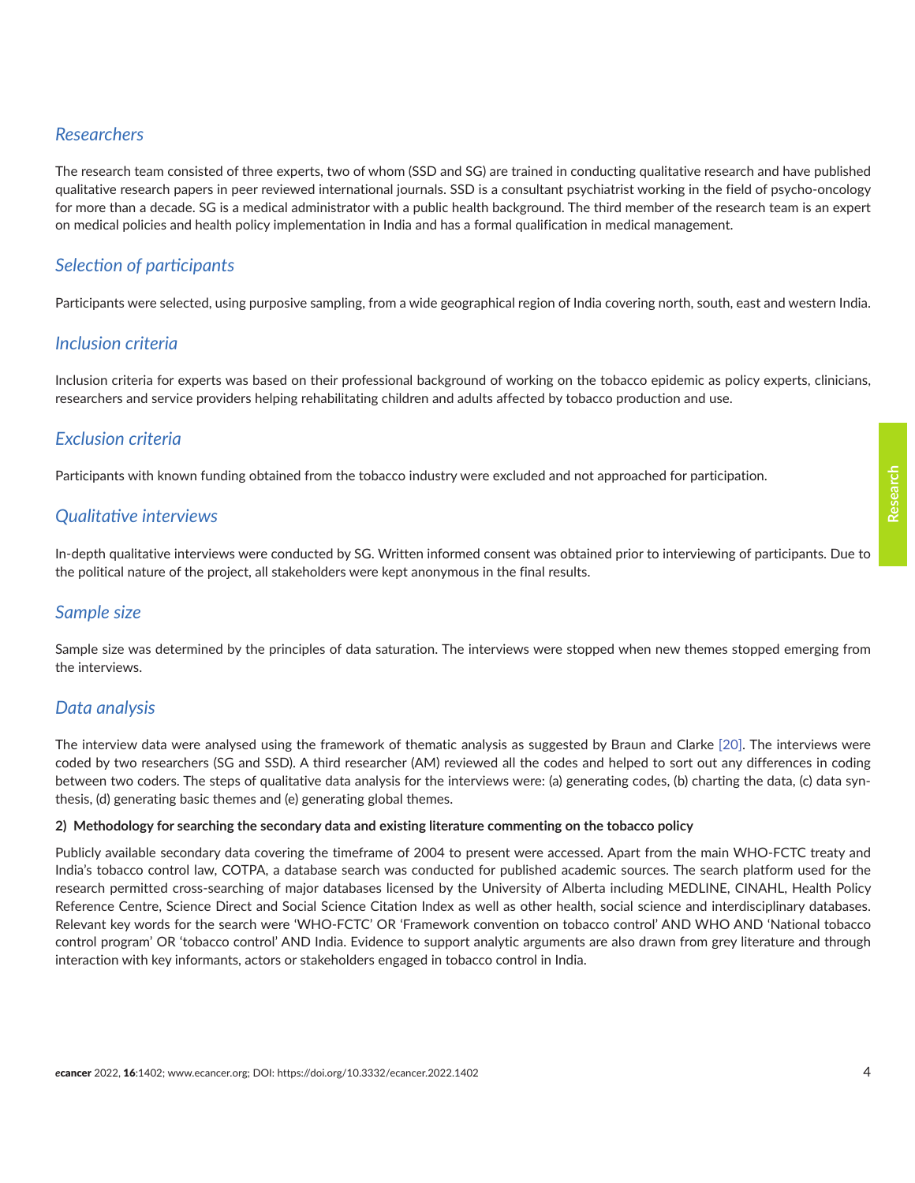### *Researchers*

The research team consisted of three experts, two of whom (SSD and SG) are trained in conducting qualitative research and have published qualitative research papers in peer reviewed international journals. SSD is a consultant psychiatrist working in the field of psycho-oncology for more than a decade. SG is a medical administrator with a public health background. The third member of the research team is an expert on medical policies and health policy implementation in India and has a formal qualification in medical management.

### *Selection of participants*

Participants were selected, using purposive sampling, from a wide geographical region of India covering north, south, east and western India.

### *Inclusion criteria*

Inclusion criteria for experts was based on their professional background of working on the tobacco epidemic as policy experts, clinicians, researchers and service providers helping rehabilitating children and adults affected by tobacco production and use.

### *Exclusion criteria*

Participants with known funding obtained from the tobacco industry were excluded and not approached for participation.

### *Qualitative interviews*

In-depth qualitative interviews were conducted by SG. Written informed consent was obtained prior to interviewing of participants. Due to the political nature of the project, all stakeholders were kept anonymous in the final results.

### *Sample size*

Sample size was determined by the principles of data saturation. The interviews were stopped when new themes stopped emerging from the interviews.

### *Data analysis*

The interview data were analysed using the framework of thematic analysis as suggested by Braun and Clarke [20]. The interviews were coded by two researchers (SG and SSD). A third researcher (AM) reviewed all the codes and helped to sort out any differences in coding between two coders. The steps of qualitative data analysis for the interviews were: (a) generating codes, (b) charting the data, (c) data synthesis, (d) generating basic themes and (e) generating global themes.

**2) Methodology for searching the secondary data and existing literature commenting on the tobacco policy**

Publicly available secondary data covering the timeframe of 2004 to present were accessed. Apart from the main WHO-FCTC treaty and India's tobacco control law, COTPA, a database search was conducted for published academic sources. The search platform used for the research permitted cross-searching of major databases licensed by the University of Alberta including MEDLINE, CINAHL, Health Policy Reference Centre, Science Direct and Social Science Citation Index as well as other health, social science and interdisciplinary databases. Relevant key words for the search were 'WHO-FCTC' OR 'Framework convention on tobacco control' AND WHO AND 'National tobacco control program' OR 'tobacco control' AND India. Evidence to support analytic arguments are also drawn from grey literature and through interaction with key informants, actors or stakeholders engaged in tobacco control in India.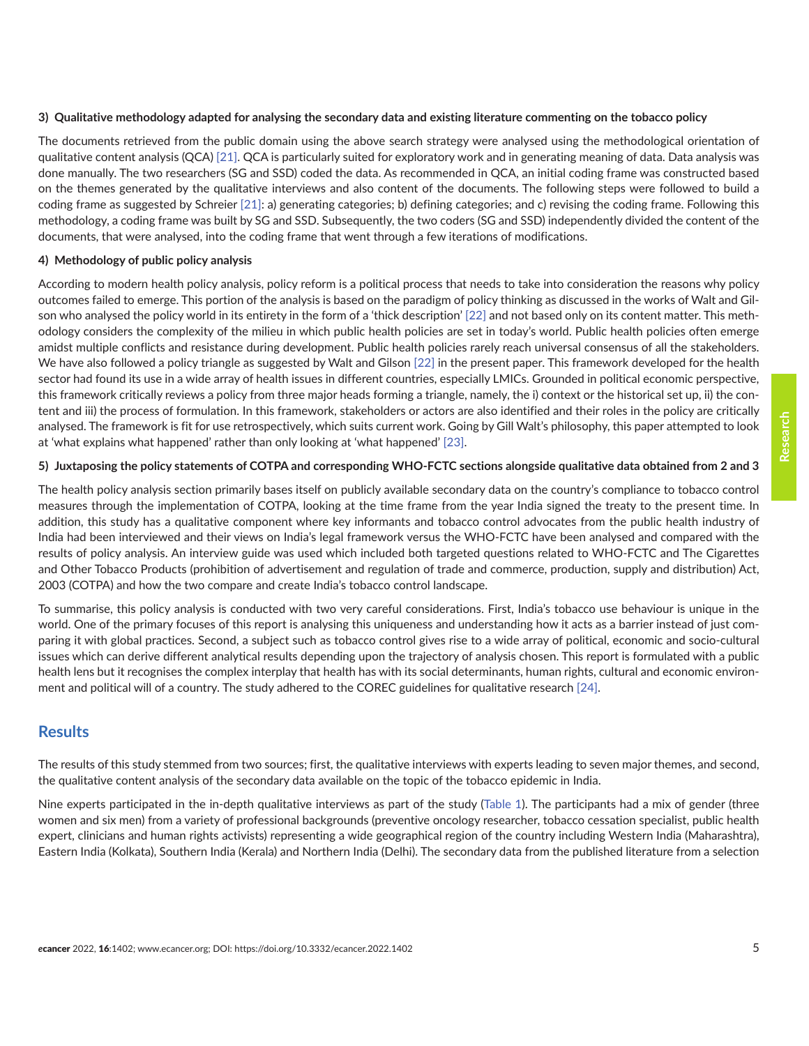**3) Qualitative methodology adapted for analysing the secondary data and existing literature commenting on the tobacco policy**

The documents retrieved from the public domain using the above search strategy were analysed using the methodological orientation of qualitative content analysis (QCA) [21]. QCA is particularly suited for exploratory work and in generating meaning of data. Data analysis was done manually. The two researchers (SG and SSD) coded the data. As recommended in QCA, an initial coding frame was constructed based on the themes generated by the qualitative interviews and also content of the documents. The following steps were followed to build a coding frame as suggested by Schreier [21]: a) generating categories; b) defining categories; and c) revising the coding frame. Following this methodology, a coding frame was built by SG and SSD. Subsequently, the two coders (SG and SSD) independently divided the content of the documents, that were analysed, into the coding frame that went through a few iterations of modifications.

**4) Methodology of public policy analysis**

According to modern health policy analysis, policy reform is a political process that needs to take into consideration the reasons why policy outcomes failed to emerge. This portion of the analysis is based on the paradigm of policy thinking as discussed in the works of Walt and Gilson who analysed the policy world in its entirety in the form of a 'thick description' [22] and not based only on its content matter. This methodology considers the complexity of the milieu in which public health policies are set in today's world. Public health policies often emerge amidst multiple conflicts and resistance during development. Public health policies rarely reach universal consensus of all the stakeholders. We have also followed a policy triangle as suggested by Walt and Gilson [22] in the present paper. This framework developed for the health sector had found its use in a wide array of health issues in different countries, especially LMICs. Grounded in political economic perspective, this framework critically reviews a policy from three major heads forming a triangle, namely, the i) context or the historical set up, ii) the content and iii) the process of formulation. In this framework, stakeholders or actors are also identified and their roles in the policy are critically analysed. The framework is fit for use retrospectively, which suits current work. Going by Gill Walt's philosophy, this paper attempted to look at 'what explains what happened' rather than only looking at 'what happened' [23].

**5) Juxtaposing the policy statements of COTPA and corresponding WHO-FCTC sections alongside qualitative data obtained from 2 and 3**

The health policy analysis section primarily bases itself on publicly available secondary data on the country's compliance to tobacco control measures through the implementation of COTPA, looking at the time frame from the year India signed the treaty to the present time. In addition, this study has a qualitative component where key informants and tobacco control advocates from the public health industry of India had been interviewed and their views on India's legal framework versus the WHO-FCTC have been analysed and compared with the results of policy analysis. An interview guide was used which included both targeted questions related to WHO-FCTC and The Cigarettes and Other Tobacco Products (prohibition of advertisement and regulation of trade and commerce, production, supply and distribution) Act, 2003 (COTPA) and how the two compare and create India's tobacco control landscape.

To summarise, this policy analysis is conducted with two very careful considerations. First, India's tobacco use behaviour is unique in the world. One of the primary focuses of this report is analysing this uniqueness and understanding how it acts as a barrier instead of just comparing it with global practices. Second, a subject such as tobacco control gives rise to a wide array of political, economic and socio-cultural issues which can derive different analytical results depending upon the trajectory of analysis chosen. This report is formulated with a public health lens but it recognises the complex interplay that health has with its social determinants, human rights, cultural and economic environment and political will of a country. The study adhered to the COREC guidelines for qualitative research [24].

## Results

The results of this study stemmed from two sources; first, the qualitative interviews with experts leading to seven major themes, and second, the qualitative content analysis of the secondary data available on the topic of the tobacco epidemic in India.

Nine experts participated in the in-depth qualitative interviews as part of the study (Table 1). The participants had a mix of gender (three women and six men) from a variety of professional backgrounds (preventive oncology researcher, tobacco cessation specialist, public health expert, clinicians and human rights activists) representing a wide geographical region of the country including Western India (Maharashtra), Eastern India (Kolkata), Southern India (Kerala) and Northern India (Delhi). The secondary data from the published literature from a selection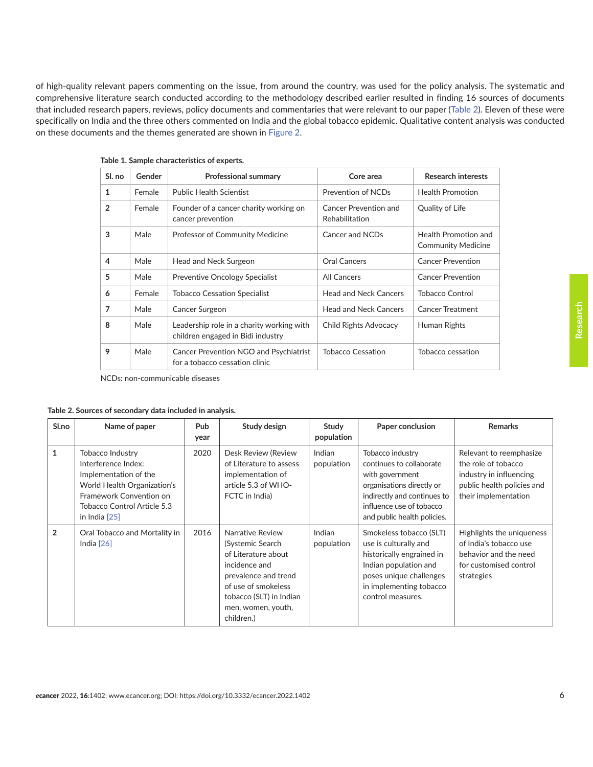of high-quality relevant papers commenting on the issue, from around the country, was used for the policy analysis. The systematic and comprehensive literature search conducted according to the methodology described earlier resulted in finding 16 sources of documents that included research papers, reviews, policy documents and commentaries that were relevant to our paper (Table 2). Eleven of these were specifically on India and the three others commented on India and the global tobacco epidemic. Qualitative content analysis was conducted on these documents and the themes generated are shown in Figure 2.

**Table 1. Sample characteristics of experts.**

| Sl. no | Gender | Professional summary | Core area | Research interests |
|---|---|---|---|---|
| 1 | Female | Public Health Scientist | Prevention of NCDs | Health Promotion |
| 2 | Female | Founder of a cancer charity working on cancer prevention | Cancer Prevention and Rehabilitation | Quality of Life |
| 3 | Male | Professor of Community Medicine | Cancer and NCDs | Health Promotion and Community Medicine |
| 4 | Male | Head and Neck Surgeon | Oral Cancers | Cancer Prevention |
| 5 | Male | Preventive Oncology Specialist | All Cancers | Cancer Prevention |
| 6 | Female | Tobacco Cessation Specialist | Head and Neck Cancers | Tobacco Control |
| 7 | Male | Cancer Surgeon | Head and Neck Cancers | Cancer Treatment |
| 8 | Male | Leadership role in a charity working with children engaged in Bidi industry | Child Rights Advocacy | Human Rights |
| 9 | Male | Cancer Prevention NGO and Psychiatrist for a tobacco cessation clinic | Tobacco Cessation | Tobacco cessation |

NCDs: non-communicable diseases

**Table 2. Sources of secondary data included in analysis.**

| Sl.no | Name of paper | Pub year | Study design | Study population | Paper conclusion | Remarks |
|---|---|---|---|---|---|---|
| 1 | Tobacco Industry Interference Index: Implementation of the World Health Organization's Framework Convention on Tobacco Control Article 5.3 in India [25] | 2020 | Desk Review (Review of Literature to assess implementation of article 5.3 of WHO-FCTC in India) | Indian population | Tobacco industry continues to collaborate with government organisations directly or indirectly and continues to influence use of tobacco and public health policies. | Relevant to reemphasize the role of tobacco industry in influencing public health policies and their implementation |
| 2 | Oral Tobacco and Mortality in India [26] | 2016 | Narrative Review (Systemic Search of Literature about incidence and prevalence and trend of use of smokeless tobacco (SLT) in Indian men, women, youth, children.) | Indian population | Smokeless tobacco (SLT) use is culturally and historically engrained in Indian population and poses unique challenges in implementing tobacco control measures. | Highlights the uniqueness of India's tobacco use behavior and the need for customised control strategies |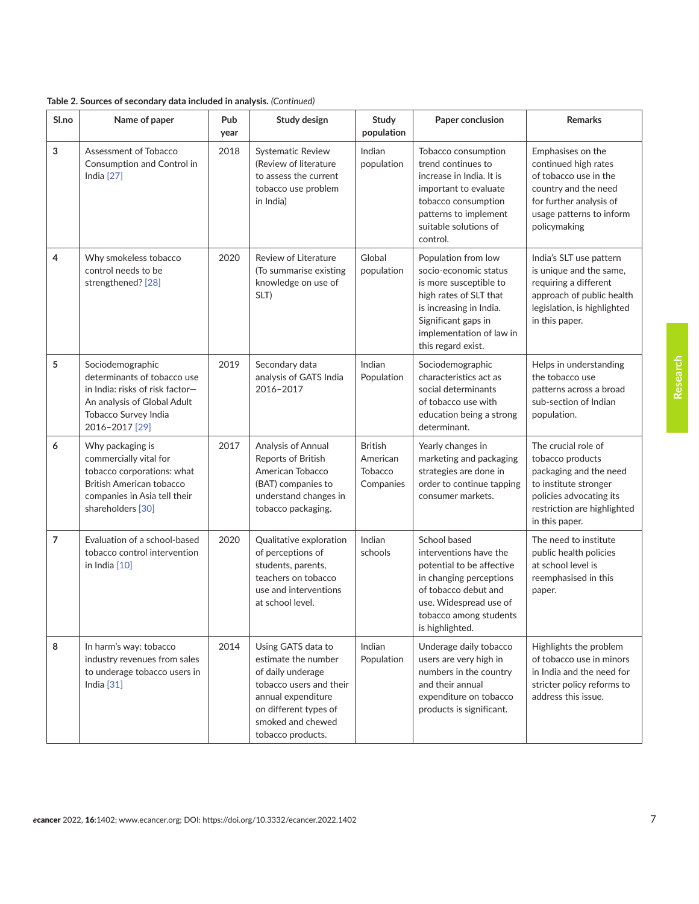**Table 2. Sources of secondary data included in analysis.** *(Continued)*

| Sl.no | Name of paper | Pub year | Study design | Study population | Paper conclusion | Remarks |
|---|---|---|---|---|---|---|
| 3 | Assessment of Tobacco Consumption and Control in India [27] | 2018 | Systematic Review (Review of literature to assess the current tobacco use problem in India) | Indian population | Tobacco consumption trend continues to increase in India. It is important to evaluate tobacco consumption patterns to implement suitable solutions of control. | Emphasises on the continued high rates of tobacco use in the country and the need for further analysis of usage patterns to inform policymaking |
| 4 | Why smokeless tobacco control needs to be strengthened? [28] | 2020 | Review of Literature (To summarise existing knowledge on use of SLT) | Global population | Population from low socio-economic status is more susceptible to high rates of SLT that is increasing in India. Significant gaps in implementation of law in this regard exist. | India's SLT use pattern is unique and the same, requiring a different approach of public health legislation, is highlighted in this paper. |
| 5 | Sociodemographic determinants of tobacco use in India: risks of risk factor—An analysis of Global Adult Tobacco Survey India 2016–2017 [29] | 2019 | Secondary data analysis of GATS India 2016–2017 | Indian Population | Sociodemographic characteristics act as social determinants of tobacco use with education being a strong determinant. | Helps in understanding the tobacco use patterns across a broad sub-section of Indian population. |
| 6 | Why packaging is commercially vital for tobacco corporations: what British American tobacco companies in Asia tell their shareholders [30] | 2017 | Analysis of Annual Reports of British American Tobacco (BAT) companies to understand changes in tobacco packaging. | British American Tobacco Companies | Yearly changes in marketing and packaging strategies are done in order to continue tapping consumer markets. | The crucial role of tobacco products packaging and the need to institute stronger policies advocating its restriction are highlighted in this paper. |
| 7 | Evaluation of a school-based tobacco control intervention in India [10] | 2020 | Qualitative exploration of perceptions of students, parents, teachers on tobacco use and interventions at school level. | Indian schools | School based interventions have the potential to be affective in changing perceptions of tobacco debut and use. Widespread use of tobacco among students is highlighted. | The need to institute public health policies at school level is reemphasised in this paper. |
| 8 | In harm's way: tobacco industry revenues from sales to underage tobacco users in India [31] | 2014 | Using GATS data to estimate the number of daily underage tobacco users and their annual expenditure on different types of smoked and chewed tobacco products. | Indian Population | Underage daily tobacco users are very high in numbers in the country and their annual expenditure on tobacco products is significant. | Highlights the problem of tobacco use in minors in India and the need for stricter policy reforms to address this issue. |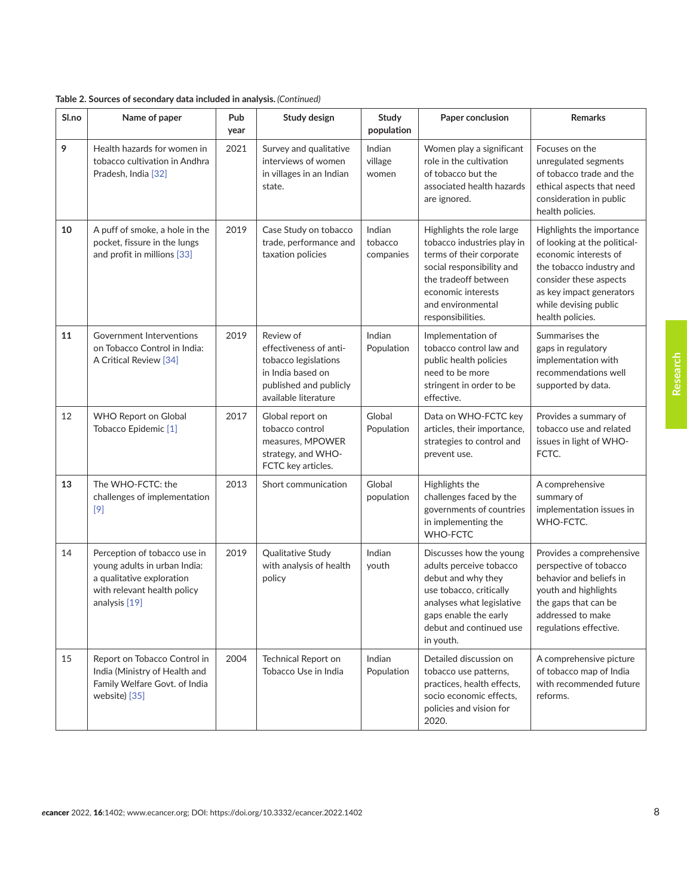**Table 2. Sources of secondary data included in analysis.** *(Continued)*

| Sl.no | Name of paper | Pub year | Study design | Study population | Paper conclusion | Remarks |
|---|---|---|---|---|---|---|
| **9** | Health hazards for women in tobacco cultivation in Andhra Pradesh, India [32] | 2021 | Survey and qualitative interviews of women in villages in an Indian state. | Indian village women | Women play a significant role in the cultivation of tobacco but the associated health hazards are ignored. | Focuses on the unregulated segments of tobacco trade and the ethical aspects that need consideration in public health policies. |
| **10** | A puff of smoke, a hole in the pocket, fissure in the lungs and profit in millions [33] | 2019 | Case Study on tobacco trade, performance and taxation policies | Indian tobacco companies | Highlights the role large tobacco industries play in terms of their corporate social responsibility and the tradeoff between economic interests and environmental responsibilities. | Highlights the importance of looking at the political-economic interests of the tobacco industry and consider these aspects as key impact generators while devising public health policies. |
| **11** | Government Interventions on Tobacco Control in India: A Critical Review [34] | 2019 | Review of effectiveness of anti-tobacco legislations in India based on published and publicly available literature | Indian Population | Implementation of tobacco control law and public health policies need to be more stringent in order to be effective. | Summarises the gaps in regulatory implementation with recommendations well supported by data. |
| 12 | WHO Report on Global Tobacco Epidemic [1] | 2017 | Global report on tobacco control measures, MPOWER strategy, and WHO-FCTC key articles. | Global Population | Data on WHO-FCTC key articles, their importance, strategies to control and prevent use. | Provides a summary of tobacco use and related issues in light of WHO-FCTC. |
| **13** | The WHO-FCTC: the challenges of implementation [9] | 2013 | Short communication | Global population | Highlights the challenges faced by the governments of countries in implementing the WHO-FCTC | A comprehensive summary of implementation issues in WHO-FCTC. |
| 14 | Perception of tobacco use in young adults in urban India: a qualitative exploration with relevant health policy analysis [19] | 2019 | Qualitative Study with analysis of health policy | Indian youth | Discusses how the young adults perceive tobacco debut and why they use tobacco, critically analyses what legislative gaps enable the early debut and continued use in youth. | Provides a comprehensive perspective of tobacco behavior and beliefs in youth and highlights the gaps that can be addressed to make regulations effective. |
| 15 | Report on Tobacco Control in India (Ministry of Health and Family Welfare Govt. of India website) [35] | 2004 | Technical Report on Tobacco Use in India | Indian Population | Detailed discussion on tobacco use patterns, practices, health effects, socio economic effects, policies and vision for 2020. | A comprehensive picture of tobacco map of India with recommended future reforms. |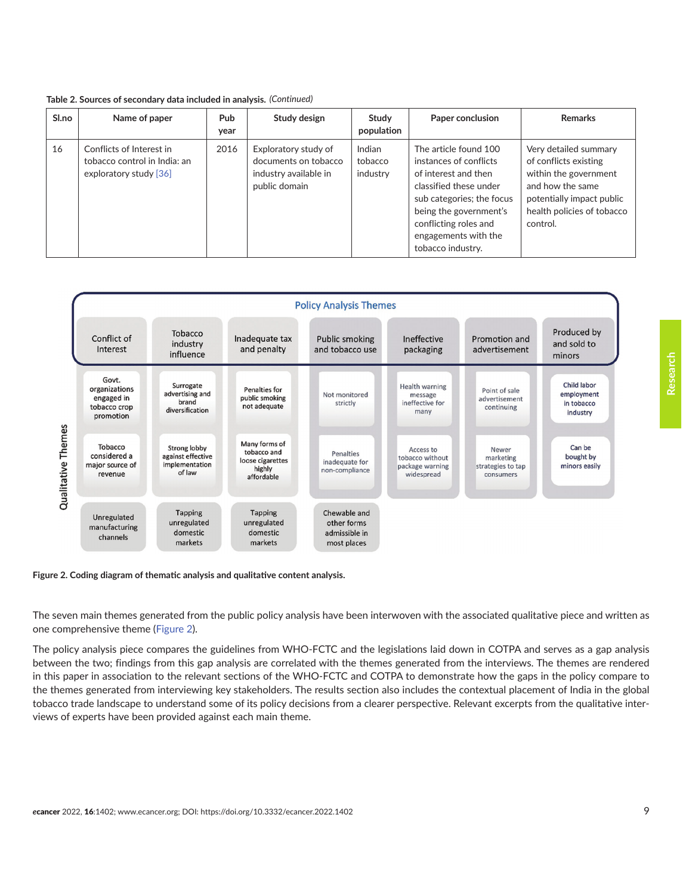**Table 2. Sources of secondary data included in analysis.** *(Continued)*

| Sl.no | Name of paper | Pub year | Study design | Study population | Paper conclusion | Remarks |
|---|---|---|---|---|---|---|
| 16 | Conflicts of Interest in tobacco control in India: an exploratory study [36] | 2016 | Exploratory study of documents on tobacco industry available in public domain | Indian tobacco industry | The article found 100 instances of conflicts of interest and then classified these under sub categories; the focus being the government's conflicting roles and engagements with the tobacco industry. | Very detailed summary of conflicts existing within the government and how the same potentially impact public health policies of tobacco control. |

**Policy Analysis Themes** / **Qualitative Themes**

| Conflict of Interest | Tobacco industry influence | Inadequate tax and penalty | Public smoking and tobacco use | Ineffective packaging | Promotion and advertisement | Produced by and sold to minors |
|---|---|---|---|---|---|---|
| Govt. organizations engaged in tobacco crop promotion | Surrogate advertising and brand diversification | Penalties for public smoking not adequate | Not monitored strictly | Health warning message ineffective for many | Point of sale advertisement continuing | Child labor employment in tobacco industry |
| Tobacco considered a major source of revenue | Strong lobby against effective implementation of law | Many forms of tobacco and loose cigarettes highly affordable | Penalties inadequate for non-compliance | Access to tobacco without package warning widespread | Newer marketing strategies to tap consumers | Can be bought by minors easily |
| Unregulated manufacturing channels | Tapping unregulated domestic markets | Tapping unregulated domestic markets | Chewable and other forms admissible in most places | | | |

**Figure 2. Coding diagram of thematic analysis and qualitative content analysis.**

The seven main themes generated from the public policy analysis have been interwoven with the associated qualitative piece and written as one comprehensive theme (Figure 2).

The policy analysis piece compares the guidelines from WHO-FCTC and the legislations laid down in COTPA and serves as a gap analysis between the two; findings from this gap analysis are correlated with the themes generated from the interviews. The themes are rendered in this paper in association to the relevant sections of the WHO-FCTC and COTPA to demonstrate how the gaps in the policy compare to the themes generated from interviewing key stakeholders. The results section also includes the contextual placement of India in the global tobacco trade landscape to understand some of its policy decisions from a clearer perspective. Relevant excerpts from the qualitative interviews of experts have been provided against each main theme.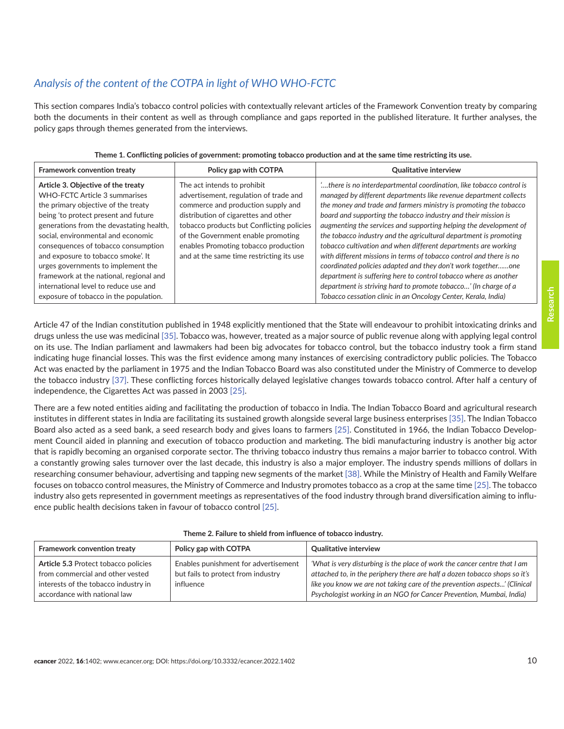## *Analysis of the content of the COTPA in light of WHO WHO-FCTC*

This section compares India's tobacco control policies with contextually relevant articles of the Framework Convention treaty by comparing both the documents in their content as well as through compliance and gaps reported in the published literature. It further analyses, the policy gaps through themes generated from the interviews.

**Theme 1. Conflicting policies of government: promoting tobacco production and at the same time restricting its use.**

| Framework convention treaty | Policy gap with COTPA | Qualitative interview |
|---|---|---|
| **Article 3. Objective of the treaty** WHO-FCTC Article 3 summarises the primary objective of the treaty being 'to protect present and future generations from the devastating health, social, environmental and economic consequences of tobacco consumption and exposure to tobacco smoke'. It urges governments to implement the framework at the national, regional and international level to reduce use and exposure of tobacco in the population. | The act intends to prohibit advertisement, regulation of trade and commerce and production supply and distribution of cigarettes and other tobacco products but Conflicting policies of the Government enable promoting enables Promoting tobacco production and at the same time restricting its use | *'….there is no interdepartmental coordination, like tobacco control is managed by different departments like revenue department collects the money and trade and farmers ministry is promoting the tobacco board and supporting the tobacco industry and their mission is augmenting the services and supporting helping the development of the tobacco industry and the agricultural department is promoting tobacco cultivation and when different departments are working with different missions in terms of tobacco control and there is no coordinated policies adapted and they don't work together……one department is suffering here to control tobacco where as another department is striving hard to promote tobacco…' (In charge of a Tobacco cessation clinic in an Oncology Center, Kerala, India)* |

Article 47 of the Indian constitution published in 1948 explicitly mentioned that the State will endeavour to prohibit intoxicating drinks and drugs unless the use was medicinal [35]. Tobacco was, however, treated as a major source of public revenue along with applying legal control on its use. The Indian parliament and lawmakers had been big advocates for tobacco control, but the tobacco industry took a firm stand indicating huge financial losses. This was the first evidence among many instances of exercising contradictory public policies. The Tobacco Act was enacted by the parliament in 1975 and the Indian Tobacco Board was also constituted under the Ministry of Commerce to develop the tobacco industry [37]. These conflicting forces historically delayed legislative changes towards tobacco control. After half a century of independence, the Cigarettes Act was passed in 2003 [25].

There are a few noted entities aiding and facilitating the production of tobacco in India. The Indian Tobacco Board and agricultural research institutes in different states in India are facilitating its sustained growth alongside several large business enterprises [35]. The Indian Tobacco Board also acted as a seed bank, a seed research body and gives loans to farmers [25]. Constituted in 1966, the Indian Tobacco Development Council aided in planning and execution of tobacco production and marketing. The bidi manufacturing industry is another big actor that is rapidly becoming an organised corporate sector. The thriving tobacco industry thus remains a major barrier to tobacco control. With a constantly growing sales turnover over the last decade, this industry is also a major employer. The industry spends millions of dollars in researching consumer behaviour, advertising and tapping new segments of the market [38]. While the Ministry of Health and Family Welfare focuses on tobacco control measures, the Ministry of Commerce and Industry promotes tobacco as a crop at the same time [25]. The tobacco industry also gets represented in government meetings as representatives of the food industry through brand diversification aiming to influence public health decisions taken in favour of tobacco control [25].

**Theme 2. Failure to shield from influence of tobacco industry.**

| Framework convention treaty | Policy gap with COTPA | Qualitative interview |
|---|---|---|
| **Article 5.3** Protect tobacco policies from commercial and other vested interests of the tobacco industry in accordance with national law | Enables punishment for advertisement but fails to protect from industry influence | *'What is very disturbing is the place of work the cancer centre that I am attached to, in the periphery there are half a dozen tobacco shops so it's like you know we are not taking care of the prevention aspects…' (Clinical Psychologist working in an NGO for Cancer Prevention, Mumbai, India)* |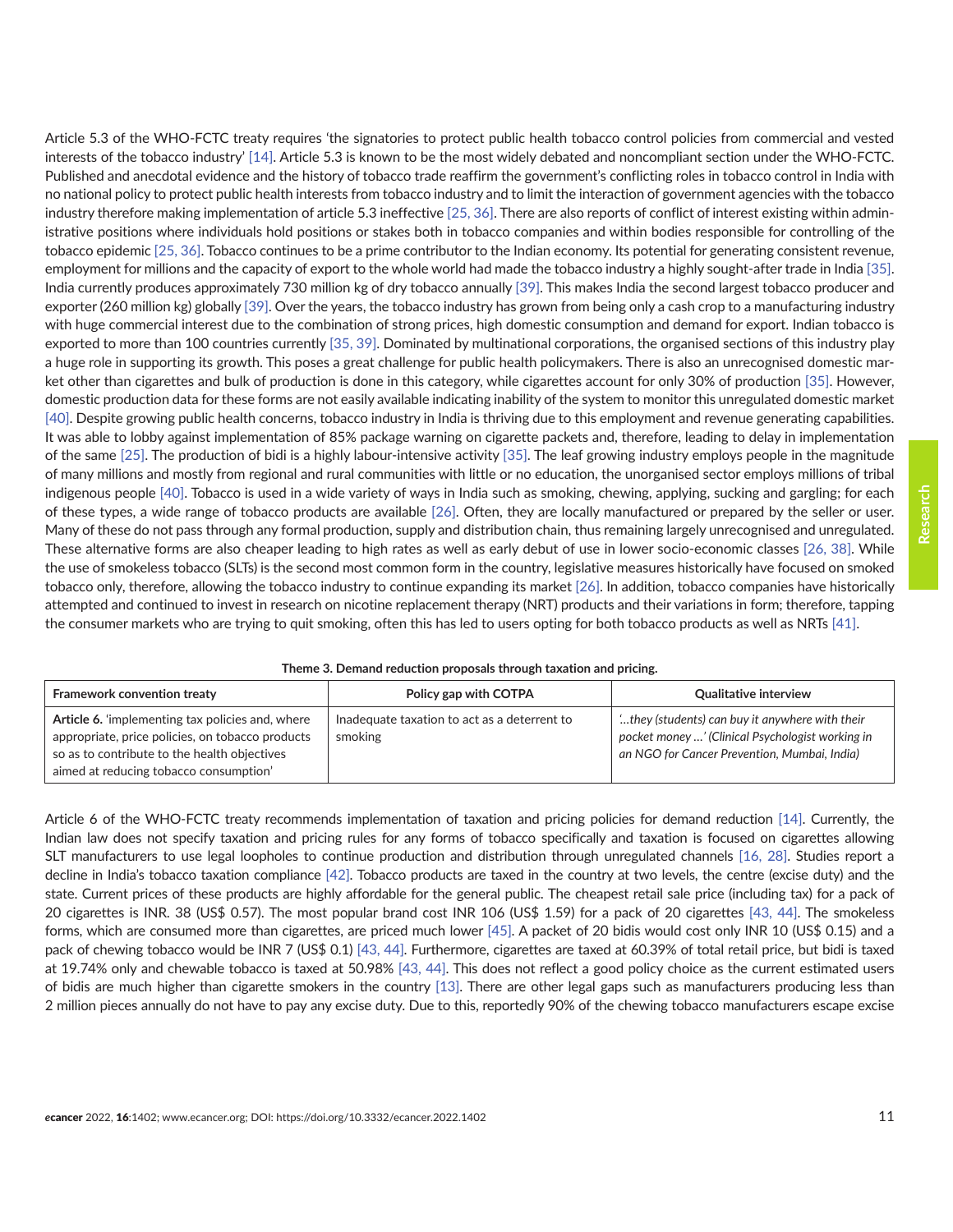Article 5.3 of the WHO-FCTC treaty requires 'the signatories to protect public health tobacco control policies from commercial and vested interests of the tobacco industry' [14]. Article 5.3 is known to be the most widely debated and noncompliant section under the WHO-FCTC. Published and anecdotal evidence and the history of tobacco trade reaffirm the government's conflicting roles in tobacco control in India with no national policy to protect public health interests from tobacco industry and to limit the interaction of government agencies with the tobacco industry therefore making implementation of article 5.3 ineffective [25, 36]. There are also reports of conflict of interest existing within administrative positions where individuals hold positions or stakes both in tobacco companies and within bodies responsible for controlling of the tobacco epidemic [25, 36]. Tobacco continues to be a prime contributor to the Indian economy. Its potential for generating consistent revenue, employment for millions and the capacity of export to the whole world had made the tobacco industry a highly sought-after trade in India [35]. India currently produces approximately 730 million kg of dry tobacco annually [39]. This makes India the second largest tobacco producer and exporter (260 million kg) globally [39]. Over the years, the tobacco industry has grown from being only a cash crop to a manufacturing industry with huge commercial interest due to the combination of strong prices, high domestic consumption and demand for export. Indian tobacco is exported to more than 100 countries currently [35, 39]. Dominated by multinational corporations, the organised sections of this industry play a huge role in supporting its growth. This poses a great challenge for public health policymakers. There is also an unrecognised domestic market other than cigarettes and bulk of production is done in this category, while cigarettes account for only 30% of production [35]. However, domestic production data for these forms are not easily available indicating inability of the system to monitor this unregulated domestic market [40]. Despite growing public health concerns, tobacco industry in India is thriving due to this employment and revenue generating capabilities. It was able to lobby against implementation of 85% package warning on cigarette packets and, therefore, leading to delay in implementation of the same [25]. The production of bidi is a highly labour-intensive activity [35]. The leaf growing industry employs people in the magnitude of many millions and mostly from regional and rural communities with little or no education, the unorganised sector employs millions of tribal indigenous people [40]. Tobacco is used in a wide variety of ways in India such as smoking, chewing, applying, sucking and gargling; for each of these types, a wide range of tobacco products are available [26]. Often, they are locally manufactured or prepared by the seller or user. Many of these do not pass through any formal production, supply and distribution chain, thus remaining largely unrecognised and unregulated. These alternative forms are also cheaper leading to high rates as well as early debut of use in lower socio-economic classes [26, 38]. While the use of smokeless tobacco (SLTs) is the second most common form in the country, legislative measures historically have focused on smoked tobacco only, therefore, allowing the tobacco industry to continue expanding its market [26]. In addition, tobacco companies have historically attempted and continued to invest in research on nicotine replacement therapy (NRT) products and their variations in form; therefore, tapping the consumer markets who are trying to quit smoking, often this has led to users opting for both tobacco products as well as NRTs [41].

**Theme 3. Demand reduction proposals through taxation and pricing.**

| Framework convention treaty | Policy gap with COTPA | Qualitative interview |
| --- | --- | --- |
| **Article 6.** 'implementing tax policies and, where appropriate, price policies, on tobacco products so as to contribute to the health objectives aimed at reducing tobacco consumption' | Inadequate taxation to act as a deterrent to smoking | *'...they (students) can buy it anywhere with their pocket money ...' (Clinical Psychologist working in an NGO for Cancer Prevention, Mumbai, India)* |

Article 6 of the WHO-FCTC treaty recommends implementation of taxation and pricing policies for demand reduction [14]. Currently, the Indian law does not specify taxation and pricing rules for any forms of tobacco specifically and taxation is focused on cigarettes allowing SLT manufacturers to use legal loopholes to continue production and distribution through unregulated channels [16, 28]. Studies report a decline in India's tobacco taxation compliance [42]. Tobacco products are taxed in the country at two levels, the centre (excise duty) and the state. Current prices of these products are highly affordable for the general public. The cheapest retail sale price (including tax) for a pack of 20 cigarettes is INR. 38 (US$ 0.57). The most popular brand cost INR 106 (US$ 1.59) for a pack of 20 cigarettes [43, 44]. The smokeless forms, which are consumed more than cigarettes, are priced much lower [45]. A packet of 20 bidis would cost only INR 10 (US$ 0.15) and a pack of chewing tobacco would be INR 7 (US$ 0.1) [43, 44]. Furthermore, cigarettes are taxed at 60.39% of total retail price, but bidi is taxed at 19.74% only and chewable tobacco is taxed at 50.98% [43, 44]. This does not reflect a good policy choice as the current estimated users of bidis are much higher than cigarette smokers in the country [13]. There are other legal gaps such as manufacturers producing less than 2 million pieces annually do not have to pay any excise duty. Due to this, reportedly 90% of the chewing tobacco manufacturers escape excise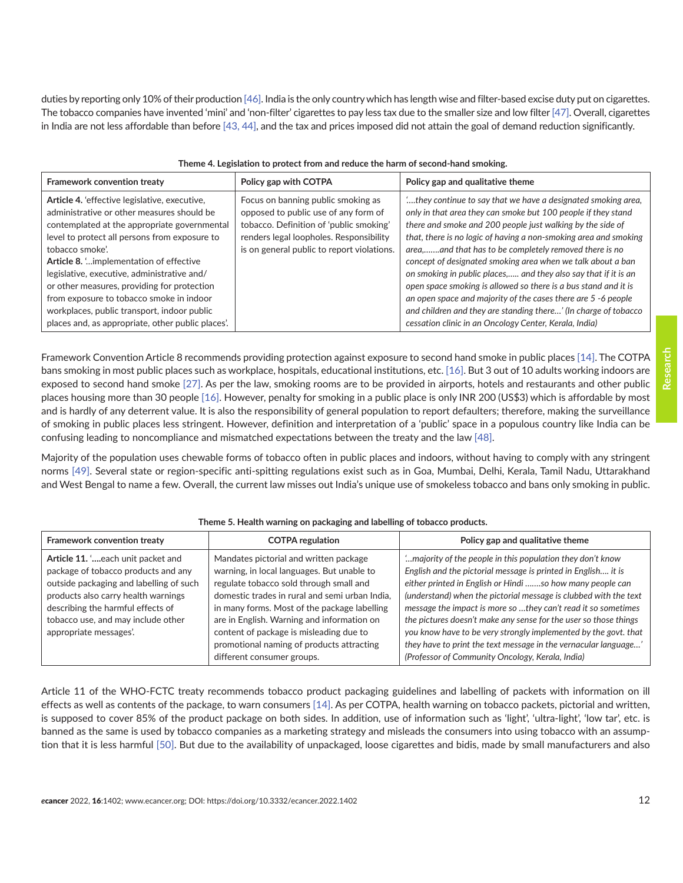duties by reporting only 10% of their production [46]. India is the only country which has length wise and filter-based excise duty put on cigarettes. The tobacco companies have invented 'mini' and 'non-filter' cigarettes to pay less tax due to the smaller size and low filter [47]. Overall, cigarettes in India are not less affordable than before [43, 44], and the tax and prices imposed did not attain the goal of demand reduction significantly.

**Theme 4. Legislation to protect from and reduce the harm of second-hand smoking.**

| Framework convention treaty | Policy gap with COTPA | Policy gap and qualitative theme |
|---|---|---|
| **Article 4.** 'effective legislative, executive, administrative or other measures should be contemplated at the appropriate governmental level to protect all persons from exposure to tobacco smoke'. **Article 8.** '...implementation of effective legislative, executive, administrative and/ or other measures, providing for protection from exposure to tobacco smoke in indoor workplaces, public transport, indoor public places and, as appropriate, other public places'. | Focus on banning public smoking as opposed to public use of any form of tobacco. Definition of 'public smoking' renders legal loopholes. Responsibility is on general public to report violations. | *'....they continue to say that we have a designated smoking area, only in that area they can smoke but 100 people if they stand there and smoke and 200 people just walking by the side of that, there is no logic of having a non-smoking area and smoking area,.......and that has to be completely removed there is no concept of designated smoking area when we talk about a ban on smoking in public places,..... and they also say that if it is an open space smoking is allowed so there is a bus stand and it is an open space and majority of the cases there are 5 -6 people and children and they are standing there...' (In charge of tobacco cessation clinic in an Oncology Center, Kerala, India)* |

Framework Convention Article 8 recommends providing protection against exposure to second hand smoke in public places [14]. The COTPA bans smoking in most public places such as workplace, hospitals, educational institutions, etc. [16]. But 3 out of 10 adults working indoors are exposed to second hand smoke [27]. As per the law, smoking rooms are to be provided in airports, hotels and restaurants and other public places housing more than 30 people [16]. However, penalty for smoking in a public place is only INR 200 (US$3) which is affordable by most and is hardly of any deterrent value. It is also the responsibility of general population to report defaulters; therefore, making the surveillance of smoking in public places less stringent. However, definition and interpretation of a 'public' space in a populous country like India can be confusing leading to noncompliance and mismatched expectations between the treaty and the law [48].

Majority of the population uses chewable forms of tobacco often in public places and indoors, without having to comply with any stringent norms [49]. Several state or region-specific anti-spitting regulations exist such as in Goa, Mumbai, Delhi, Kerala, Tamil Nadu, Uttarakhand and West Bengal to name a few. Overall, the current law misses out India's unique use of smokeless tobacco and bans only smoking in public.

**Theme 5. Health warning on packaging and labelling of tobacco products.**

| Framework convention treaty | COTPA regulation | Policy gap and qualitative theme |
|---|---|---|
| **Article 11.** '....each unit packet and package of tobacco products and any outside packaging and labelling of such products also carry health warnings describing the harmful effects of tobacco use, and may include other appropriate messages'. | Mandates pictorial and written package warning, in local languages. But unable to regulate tobacco sold through small and domestic trades in rural and semi urban India, in many forms. Most of the package labelling are in English. Warning and information on content of package is misleading due to promotional naming of products attracting different consumer groups. | *'...majority of the people in this population they don't know English and the pictorial message is printed in English.... it is either printed in English or Hindi .......so how many people can (understand) when the pictorial message is clubbed with the text message the impact is more so ...they can't read it so sometimes the pictures doesn't make any sense for the user so those things you know have to be very strongly implemented by the govt. that they have to print the text message in the vernacular language...' (Professor of Community Oncology, Kerala, India)* |

Article 11 of the WHO-FCTC treaty recommends tobacco product packaging guidelines and labelling of packets with information on ill effects as well as contents of the package, to warn consumers [14]. As per COTPA, health warning on tobacco packets, pictorial and written, is supposed to cover 85% of the product package on both sides. In addition, use of information such as 'light', 'ultra-light', 'low tar', etc. is banned as the same is used by tobacco companies as a marketing strategy and misleads the consumers into using tobacco with an assumption that it is less harmful [50]. But due to the availability of unpackaged, loose cigarettes and bidis, made by small manufacturers and also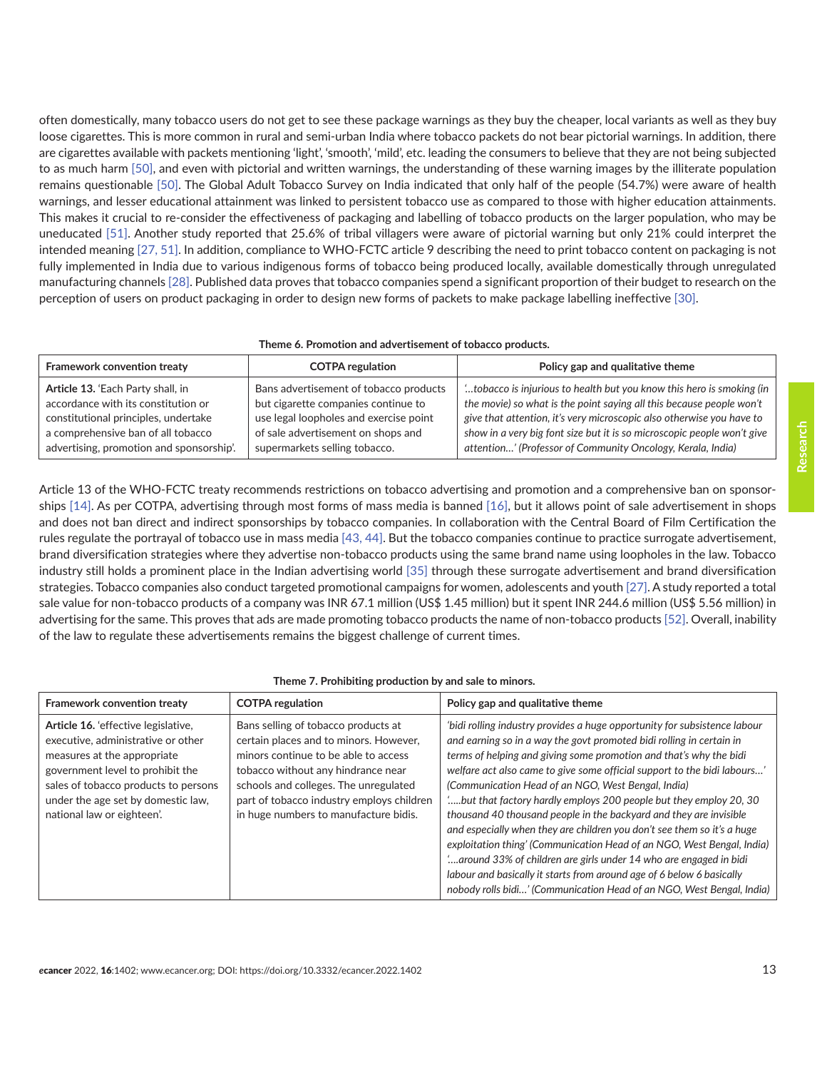often domestically, many tobacco users do not get to see these package warnings as they buy the cheaper, local variants as well as they buy loose cigarettes. This is more common in rural and semi-urban India where tobacco packets do not bear pictorial warnings. In addition, there are cigarettes available with packets mentioning 'light', 'smooth', 'mild', etc. leading the consumers to believe that they are not being subjected to as much harm [50], and even with pictorial and written warnings, the understanding of these warning images by the illiterate population remains questionable [50]. The Global Adult Tobacco Survey on India indicated that only half of the people (54.7%) were aware of health warnings, and lesser educational attainment was linked to persistent tobacco use as compared to those with higher education attainments. This makes it crucial to re-consider the effectiveness of packaging and labelling of tobacco products on the larger population, who may be uneducated [51]. Another study reported that 25.6% of tribal villagers were aware of pictorial warning but only 21% could interpret the intended meaning [27, 51]. In addition, compliance to WHO-FCTC article 9 describing the need to print tobacco content on packaging is not fully implemented in India due to various indigenous forms of tobacco being produced locally, available domestically through unregulated manufacturing channels [28]. Published data proves that tobacco companies spend a significant proportion of their budget to research on the perception of users on product packaging in order to design new forms of packets to make package labelling ineffective [30].

**Theme 6. Promotion and advertisement of tobacco products.**

| Framework convention treaty | COTPA regulation | Policy gap and qualitative theme |
|---|---|---|
| **Article 13.** 'Each Party shall, in accordance with its constitution or constitutional principles, undertake a comprehensive ban of all tobacco advertising, promotion and sponsorship'. | Bans advertisement of tobacco products but cigarette companies continue to use legal loopholes and exercise point of sale advertisement on shops and supermarkets selling tobacco. | *'...tobacco is injurious to health but you know this hero is smoking (in the movie) so what is the point saying all this because people won't give that attention, it's very microscopic also otherwise you have to show in a very big font size but it is so microscopic people won't give attention...' (Professor of Community Oncology, Kerala, India)* |

Article 13 of the WHO-FCTC treaty recommends restrictions on tobacco advertising and promotion and a comprehensive ban on sponsorships [14]. As per COTPA, advertising through most forms of mass media is banned [16], but it allows point of sale advertisement in shops and does not ban direct and indirect sponsorships by tobacco companies. In collaboration with the Central Board of Film Certification the rules regulate the portrayal of tobacco use in mass media [43, 44]. But the tobacco companies continue to practice surrogate advertisement, brand diversification strategies where they advertise non-tobacco products using the same brand name using loopholes in the law. Tobacco industry still holds a prominent place in the Indian advertising world [35] through these surrogate advertisement and brand diversification strategies. Tobacco companies also conduct targeted promotional campaigns for women, adolescents and youth [27]. A study reported a total sale value for non-tobacco products of a company was INR 67.1 million (US$ 1.45 million) but it spent INR 244.6 million (US$ 5.56 million) in advertising for the same. This proves that ads are made promoting tobacco products the name of non-tobacco products [52]. Overall, inability of the law to regulate these advertisements remains the biggest challenge of current times.

**Theme 7. Prohibiting production by and sale to minors.**

| Framework convention treaty | COTPA regulation | Policy gap and qualitative theme |
|---|---|---|
| **Article 16.** 'effective legislative, executive, administrative or other measures at the appropriate government level to prohibit the sales of tobacco products to persons under the age set by domestic law, national law or eighteen'. | Bans selling of tobacco products at certain places and to minors. However, minors continue to be able to access tobacco without any hindrance near schools and colleges. The unregulated part of tobacco industry employs children in huge numbers to manufacture bidis. | *'bidi rolling industry provides a huge opportunity for subsistence labour and earning so in a way the govt promoted bidi rolling in certain in terms of helping and giving some promotion and that's why the bidi welfare act also came to give some official support to the bidi labours...' (Communication Head of an NGO, West Bengal, India)* *'.....but that factory hardly employs 200 people but they employ 20, 30 thousand 40 thousand people in the backyard and they are invisible and especially when they are children you don't see them so it's a huge exploitation thing' (Communication Head of an NGO, West Bengal, India)* *'....around 33% of children are girls under 14 who are engaged in bidi labour and basically it starts from around age of 6 below 6 basically nobody rolls bidi...' (Communication Head of an NGO, West Bengal, India)* |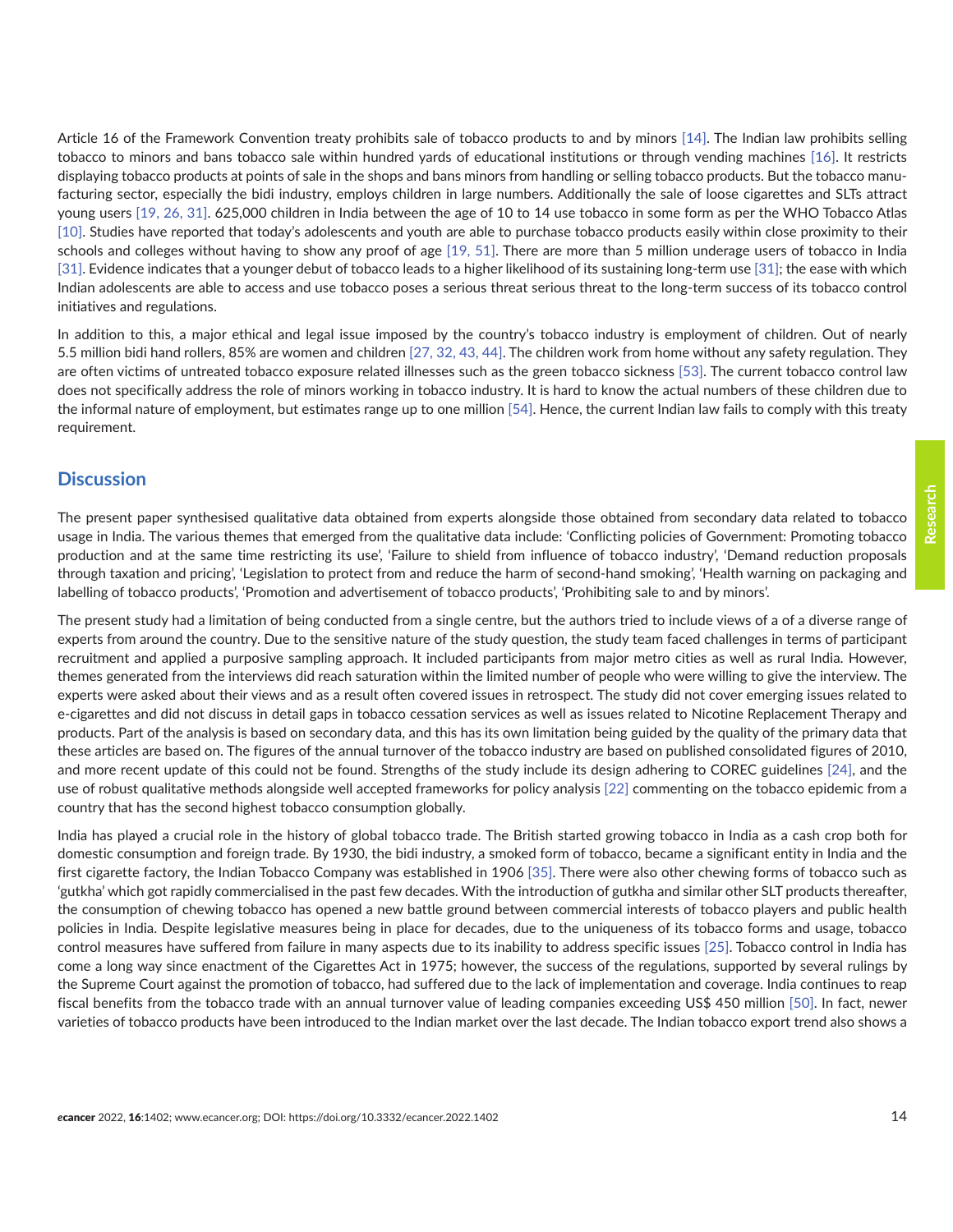Article 16 of the Framework Convention treaty prohibits sale of tobacco products to and by minors [14]. The Indian law prohibits selling tobacco to minors and bans tobacco sale within hundred yards of educational institutions or through vending machines [16]. It restricts displaying tobacco products at points of sale in the shops and bans minors from handling or selling tobacco products. But the tobacco manufacturing sector, especially the bidi industry, employs children in large numbers. Additionally the sale of loose cigarettes and SLTs attract young users [19, 26, 31]. 625,000 children in India between the age of 10 to 14 use tobacco in some form as per the WHO Tobacco Atlas [10]. Studies have reported that today's adolescents and youth are able to purchase tobacco products easily within close proximity to their schools and colleges without having to show any proof of age [19, 51]. There are more than 5 million underage users of tobacco in India [31]. Evidence indicates that a younger debut of tobacco leads to a higher likelihood of its sustaining long-term use [31]; the ease with which Indian adolescents are able to access and use tobacco poses a serious threat serious threat to the long-term success of its tobacco control initiatives and regulations.

In addition to this, a major ethical and legal issue imposed by the country's tobacco industry is employment of children. Out of nearly 5.5 million bidi hand rollers, 85% are women and children [27, 32, 43, 44]. The children work from home without any safety regulation. They are often victims of untreated tobacco exposure related illnesses such as the green tobacco sickness [53]. The current tobacco control law does not specifically address the role of minors working in tobacco industry. It is hard to know the actual numbers of these children due to the informal nature of employment, but estimates range up to one million [54]. Hence, the current Indian law fails to comply with this treaty requirement.

## Discussion

The present paper synthesised qualitative data obtained from experts alongside those obtained from secondary data related to tobacco usage in India. The various themes that emerged from the qualitative data include: 'Conflicting policies of Government: Promoting tobacco production and at the same time restricting its use', 'Failure to shield from influence of tobacco industry', 'Demand reduction proposals through taxation and pricing', 'Legislation to protect from and reduce the harm of second-hand smoking', 'Health warning on packaging and labelling of tobacco products', 'Promotion and advertisement of tobacco products', 'Prohibiting sale to and by minors'.

The present study had a limitation of being conducted from a single centre, but the authors tried to include views of a of a diverse range of experts from around the country. Due to the sensitive nature of the study question, the study team faced challenges in terms of participant recruitment and applied a purposive sampling approach. It included participants from major metro cities as well as rural India. However, themes generated from the interviews did reach saturation within the limited number of people who were willing to give the interview. The experts were asked about their views and as a result often covered issues in retrospect. The study did not cover emerging issues related to e-cigarettes and did not discuss in detail gaps in tobacco cessation services as well as issues related to Nicotine Replacement Therapy and products. Part of the analysis is based on secondary data, and this has its own limitation being guided by the quality of the primary data that these articles are based on. The figures of the annual turnover of the tobacco industry are based on published consolidated figures of 2010, and more recent update of this could not be found. Strengths of the study include its design adhering to COREC guidelines [24], and the use of robust qualitative methods alongside well accepted frameworks for policy analysis [22] commenting on the tobacco epidemic from a country that has the second highest tobacco consumption globally.

India has played a crucial role in the history of global tobacco trade. The British started growing tobacco in India as a cash crop both for domestic consumption and foreign trade. By 1930, the bidi industry, a smoked form of tobacco, became a significant entity in India and the first cigarette factory, the Indian Tobacco Company was established in 1906 [35]. There were also other chewing forms of tobacco such as 'gutkha' which got rapidly commercialised in the past few decades. With the introduction of gutkha and similar other SLT products thereafter, the consumption of chewing tobacco has opened a new battle ground between commercial interests of tobacco players and public health policies in India. Despite legislative measures being in place for decades, due to the uniqueness of its tobacco forms and usage, tobacco control measures have suffered from failure in many aspects due to its inability to address specific issues [25]. Tobacco control in India has come a long way since enactment of the Cigarettes Act in 1975; however, the success of the regulations, supported by several rulings by the Supreme Court against the promotion of tobacco, had suffered due to the lack of implementation and coverage. India continues to reap fiscal benefits from the tobacco trade with an annual turnover value of leading companies exceeding US$ 450 million [50]. In fact, newer varieties of tobacco products have been introduced to the Indian market over the last decade. The Indian tobacco export trend also shows a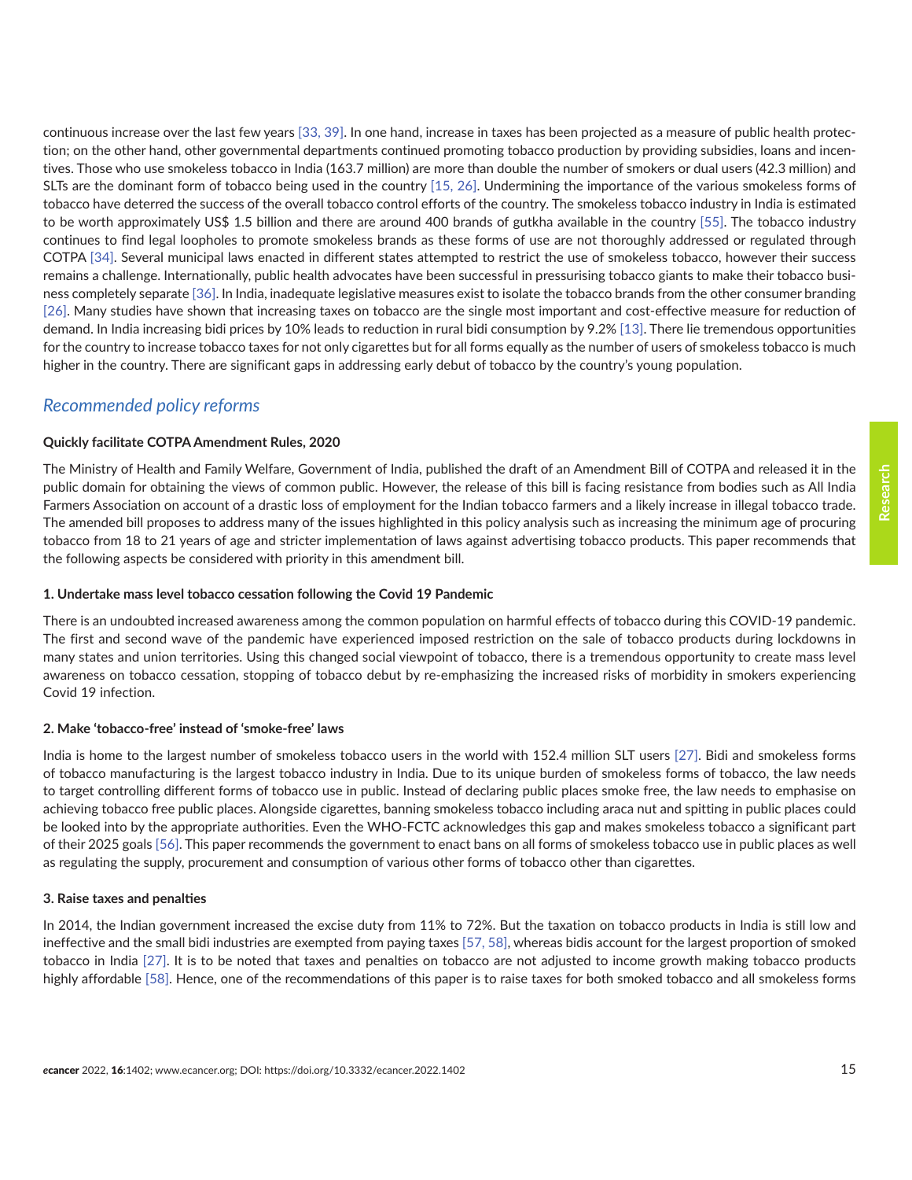continuous increase over the last few years [33, 39]. In one hand, increase in taxes has been projected as a measure of public health protection; on the other hand, other governmental departments continued promoting tobacco production by providing subsidies, loans and incentives. Those who use smokeless tobacco in India (163.7 million) are more than double the number of smokers or dual users (42.3 million) and SLTs are the dominant form of tobacco being used in the country [15, 26]. Undermining the importance of the various smokeless forms of tobacco have deterred the success of the overall tobacco control efforts of the country. The smokeless tobacco industry in India is estimated to be worth approximately US$ 1.5 billion and there are around 400 brands of gutkha available in the country [55]. The tobacco industry continues to find legal loopholes to promote smokeless brands as these forms of use are not thoroughly addressed or regulated through COTPA [34]. Several municipal laws enacted in different states attempted to restrict the use of smokeless tobacco, however their success remains a challenge. Internationally, public health advocates have been successful in pressurising tobacco giants to make their tobacco business completely separate [36]. In India, inadequate legislative measures exist to isolate the tobacco brands from the other consumer branding [26]. Many studies have shown that increasing taxes on tobacco are the single most important and cost-effective measure for reduction of demand. In India increasing bidi prices by 10% leads to reduction in rural bidi consumption by 9.2% [13]. There lie tremendous opportunities for the country to increase tobacco taxes for not only cigarettes but for all forms equally as the number of users of smokeless tobacco is much higher in the country. There are significant gaps in addressing early debut of tobacco by the country's young population.

## *Recommended policy reforms*

**Quickly facilitate COTPA Amendment Rules, 2020**

The Ministry of Health and Family Welfare, Government of India, published the draft of an Amendment Bill of COTPA and released it in the public domain for obtaining the views of common public. However, the release of this bill is facing resistance from bodies such as All India Farmers Association on account of a drastic loss of employment for the Indian tobacco farmers and a likely increase in illegal tobacco trade. The amended bill proposes to address many of the issues highlighted in this policy analysis such as increasing the minimum age of procuring tobacco from 18 to 21 years of age and stricter implementation of laws against advertising tobacco products. This paper recommends that the following aspects be considered with priority in this amendment bill.

**1. Undertake mass level tobacco cessation following the Covid 19 Pandemic**

There is an undoubted increased awareness among the common population on harmful effects of tobacco during this COVID-19 pandemic. The first and second wave of the pandemic have experienced imposed restriction on the sale of tobacco products during lockdowns in many states and union territories. Using this changed social viewpoint of tobacco, there is a tremendous opportunity to create mass level awareness on tobacco cessation, stopping of tobacco debut by re-emphasizing the increased risks of morbidity in smokers experiencing Covid 19 infection.

**2. Make 'tobacco-free' instead of 'smoke-free' laws**

India is home to the largest number of smokeless tobacco users in the world with 152.4 million SLT users [27]. Bidi and smokeless forms of tobacco manufacturing is the largest tobacco industry in India. Due to its unique burden of smokeless forms of tobacco, the law needs to target controlling different forms of tobacco use in public. Instead of declaring public places smoke free, the law needs to emphasise on achieving tobacco free public places. Alongside cigarettes, banning smokeless tobacco including araca nut and spitting in public places could be looked into by the appropriate authorities. Even the WHO-FCTC acknowledges this gap and makes smokeless tobacco a significant part of their 2025 goals [56]. This paper recommends the government to enact bans on all forms of smokeless tobacco use in public places as well as regulating the supply, procurement and consumption of various other forms of tobacco other than cigarettes.

**3. Raise taxes and penalties**

In 2014, the Indian government increased the excise duty from 11% to 72%. But the taxation on tobacco products in India is still low and ineffective and the small bidi industries are exempted from paying taxes [57, 58], whereas bidis account for the largest proportion of smoked tobacco in India [27]. It is to be noted that taxes and penalties on tobacco are not adjusted to income growth making tobacco products highly affordable [58]. Hence, one of the recommendations of this paper is to raise taxes for both smoked tobacco and all smokeless forms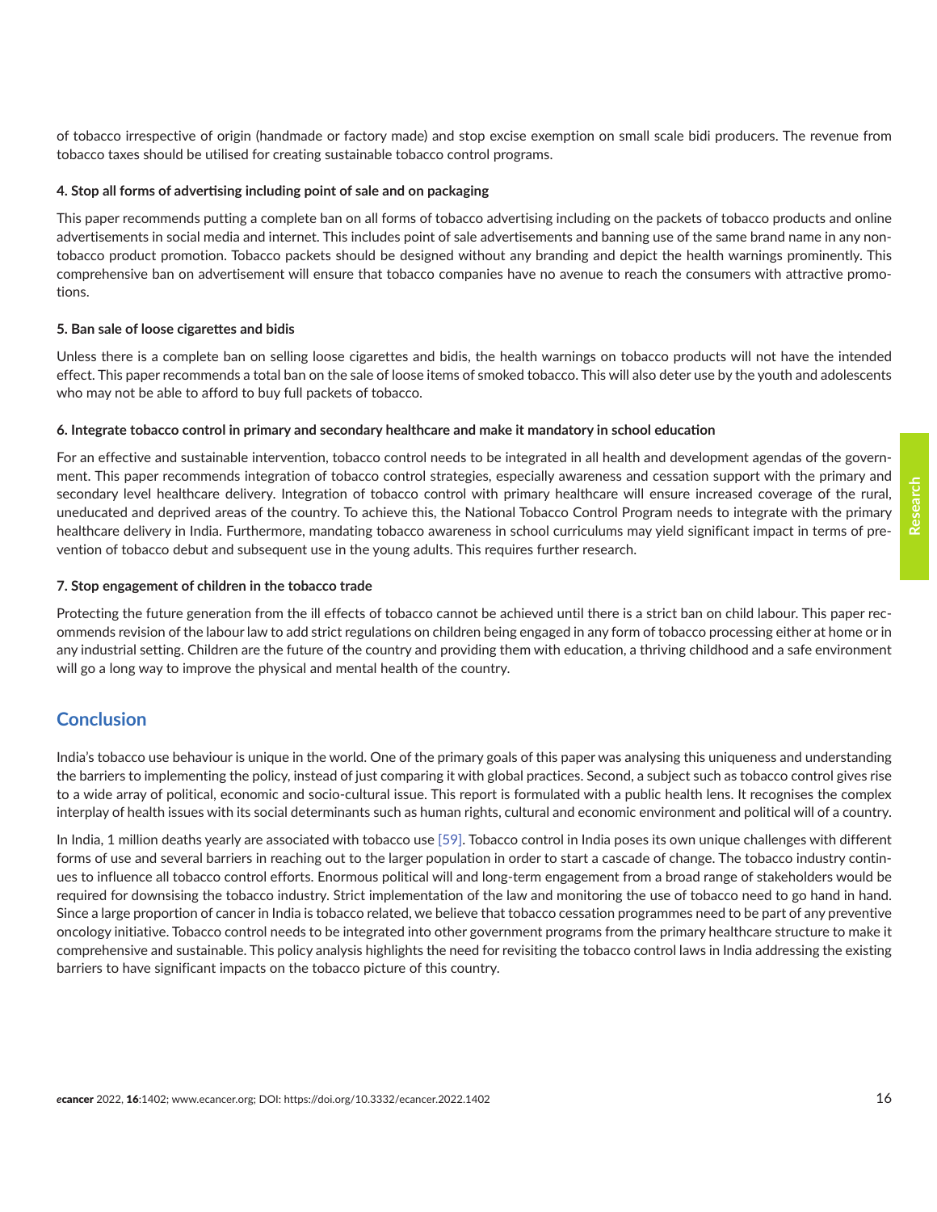of tobacco irrespective of origin (handmade or factory made) and stop excise exemption on small scale bidi producers. The revenue from tobacco taxes should be utilised for creating sustainable tobacco control programs.

**4. Stop all forms of advertising including point of sale and on packaging**

This paper recommends putting a complete ban on all forms of tobacco advertising including on the packets of tobacco products and online advertisements in social media and internet. This includes point of sale advertisements and banning use of the same brand name in any non-tobacco product promotion. Tobacco packets should be designed without any branding and depict the health warnings prominently. This comprehensive ban on advertisement will ensure that tobacco companies have no avenue to reach the consumers with attractive promotions.

**5. Ban sale of loose cigarettes and bidis**

Unless there is a complete ban on selling loose cigarettes and bidis, the health warnings on tobacco products will not have the intended effect. This paper recommends a total ban on the sale of loose items of smoked tobacco. This will also deter use by the youth and adolescents who may not be able to afford to buy full packets of tobacco.

**6. Integrate tobacco control in primary and secondary healthcare and make it mandatory in school education**

For an effective and sustainable intervention, tobacco control needs to be integrated in all health and development agendas of the government. This paper recommends integration of tobacco control strategies, especially awareness and cessation support with the primary and secondary level healthcare delivery. Integration of tobacco control with primary healthcare will ensure increased coverage of the rural, uneducated and deprived areas of the country. To achieve this, the National Tobacco Control Program needs to integrate with the primary healthcare delivery in India. Furthermore, mandating tobacco awareness in school curriculums may yield significant impact in terms of prevention of tobacco debut and subsequent use in the young adults. This requires further research.

**7. Stop engagement of children in the tobacco trade**

Protecting the future generation from the ill effects of tobacco cannot be achieved until there is a strict ban on child labour. This paper recommends revision of the labour law to add strict regulations on children being engaged in any form of tobacco processing either at home or in any industrial setting. Children are the future of the country and providing them with education, a thriving childhood and a safe environment will go a long way to improve the physical and mental health of the country.

## Conclusion

India's tobacco use behaviour is unique in the world. One of the primary goals of this paper was analysing this uniqueness and understanding the barriers to implementing the policy, instead of just comparing it with global practices. Second, a subject such as tobacco control gives rise to a wide array of political, economic and socio-cultural issue. This report is formulated with a public health lens. It recognises the complex interplay of health issues with its social determinants such as human rights, cultural and economic environment and political will of a country.

In India, 1 million deaths yearly are associated with tobacco use [59]. Tobacco control in India poses its own unique challenges with different forms of use and several barriers in reaching out to the larger population in order to start a cascade of change. The tobacco industry continues to influence all tobacco control efforts. Enormous political will and long-term engagement from a broad range of stakeholders would be required for downsising the tobacco industry. Strict implementation of the law and monitoring the use of tobacco need to go hand in hand. Since a large proportion of cancer in India is tobacco related, we believe that tobacco cessation programmes need to be part of any preventive oncology initiative. Tobacco control needs to be integrated into other government programs from the primary healthcare structure to make it comprehensive and sustainable. This policy analysis highlights the need for revisiting the tobacco control laws in India addressing the existing barriers to have significant impacts on the tobacco picture of this country.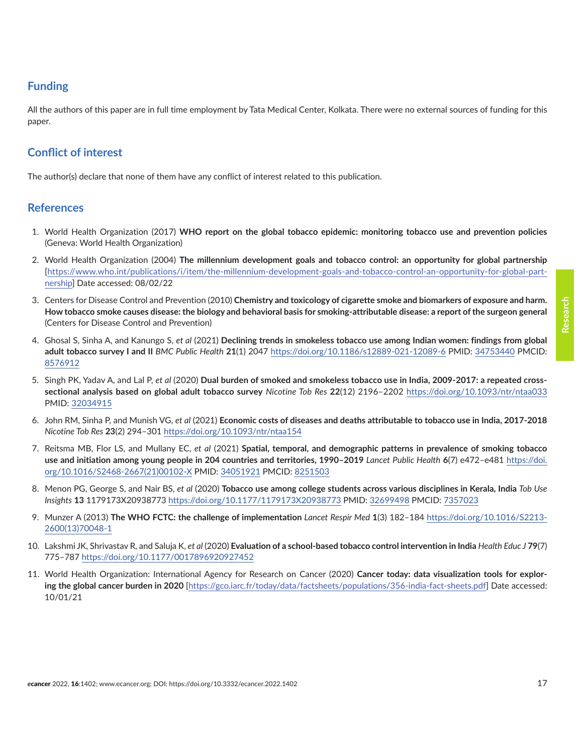## Funding

All the authors of this paper are in full time employment by Tata Medical Center, Kolkata. There were no external sources of funding for this paper.

## Conflict of interest

The author(s) declare that none of them have any conflict of interest related to this publication.

## References

1. World Health Organization (2017) **WHO report on the global tobacco epidemic: monitoring tobacco use and prevention policies** (Geneva: World Health Organization)

2. World Health Organization (2004) **The millennium development goals and tobacco control: an opportunity for global partnership** [https://www.who.int/publications/i/item/the-millennium-development-goals-and-tobacco-control-an-opportunity-for-global-partnership] Date accessed: 08/02/22

3. Centers for Disease Control and Prevention (2010) **Chemistry and toxicology of cigarette smoke and biomarkers of exposure and harm. How tobacco smoke causes disease: the biology and behavioral basis for smoking-attributable disease: a report of the surgeon general** (Centers for Disease Control and Prevention)

4. Ghosal S, Sinha A, and Kanungo S, *et al* (2021) **Declining trends in smokeless tobacco use among Indian women: findings from global adult tobacco survey I and II** *BMC Public Health* **21**(1) 2047 https://doi.org/10.1186/s12889-021-12089-6 PMID: 34753440 PMCID: 8576912

5. Singh PK, Yadav A, and Lal P, *et al* (2020) **Dual burden of smoked and smokeless tobacco use in India, 2009-2017: a repeated cross-sectional analysis based on global adult tobacco survey** *Nicotine Tob Res* **22**(12) 2196–2202 https://doi.org/10.1093/ntr/ntaa033 PMID: 32034915

6. John RM, Sinha P, and Munish VG, *et al* (2021) **Economic costs of diseases and deaths attributable to tobacco use in India, 2017-2018** *Nicotine Tob Res* **23**(2) 294–301 https://doi.org/10.1093/ntr/ntaa154

7. Reitsma MB, Flor LS, and Mullany EC, *et al* (2021) **Spatial, temporal, and demographic patterns in prevalence of smoking tobacco use and initiation among young people in 204 countries and territories, 1990–2019** *Lancet Public Health* **6**(7) e472–e481 https://doi.org/10.1016/S2468-2667(21)00102-X PMID: 34051921 PMCID: 8251503

8. Menon PG, George S, and Nair BS, *et al* (2020) **Tobacco use among college students across various disciplines in Kerala, India** *Tob Use Insights* **13** 1179173X20938773 https://doi.org/10.1177/1179173X20938773 PMID: 32699498 PMCID: 7357023

9. Munzer A (2013) **The WHO FCTC: the challenge of implementation** *Lancet Respir Med* **1**(3) 182–184 https://doi.org/10.1016/S2213-2600(13)70048-1

10. Lakshmi JK, Shrivastav R, and Saluja K, *et al* (2020) **Evaluation of a school-based tobacco control intervention in India** *Health Educ J* **79**(7) 775–787 https://doi.org/10.1177/0017896920927452

11. World Health Organization: International Agency for Research on Cancer (2020) **Cancer today: data visualization tools for exploring the global cancer burden in 2020** [https://gco.iarc.fr/today/data/factsheets/populations/356-india-fact-sheets.pdf] Date accessed: 10/01/21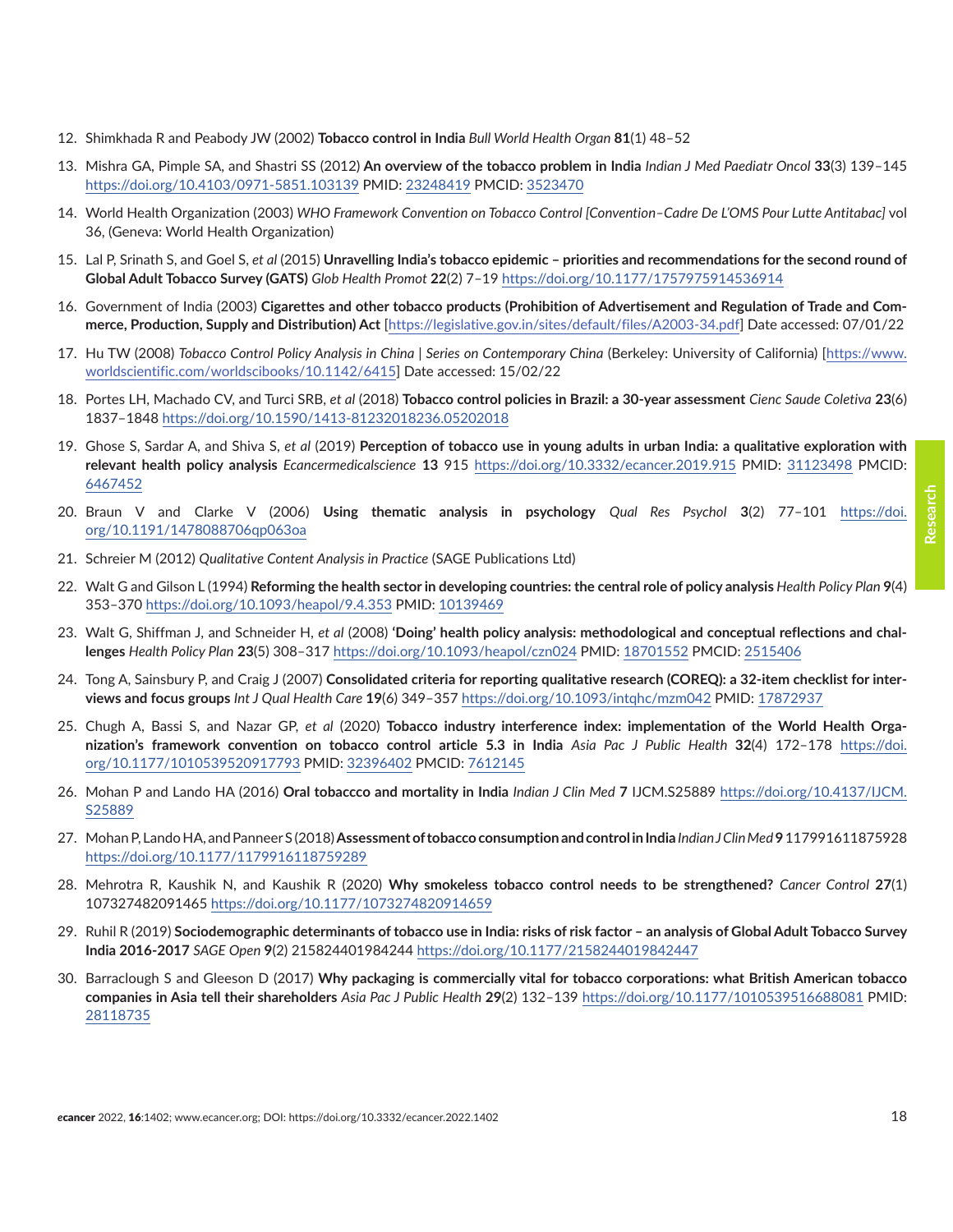12. Shimkhada R and Peabody JW (2002) **Tobacco control in India** *Bull World Health Organ* **81**(1) 48–52

13. Mishra GA, Pimple SA, and Shastri SS (2012) **An overview of the tobacco problem in India** *Indian J Med Paediatr Oncol* **33**(3) 139–145 https://doi.org/10.4103/0971-5851.103139 PMID: 23248419 PMCID: 3523470

14. World Health Organization (2003) *WHO Framework Convention on Tobacco Control [Convention–Cadre De L'OMS Pour Lutte Antitabac]* vol 36, (Geneva: World Health Organization)

15. Lal P, Srinath S, and Goel S, *et al* (2015) **Unravelling India's tobacco epidemic – priorities and recommendations for the second round of Global Adult Tobacco Survey (GATS)** *Glob Health Promot* **22**(2) 7–19 https://doi.org/10.1177/1757975914536914

16. Government of India (2003) **Cigarettes and other tobacco products (Prohibition of Advertisement and Regulation of Trade and Commerce, Production, Supply and Distribution) Act** [https://legislative.gov.in/sites/default/files/A2003-34.pdf] Date accessed: 07/01/22

17. Hu TW (2008) *Tobacco Control Policy Analysis in China | Series on Contemporary China* (Berkeley: University of California) [https://www.worldscientific.com/worldscibooks/10.1142/6415] Date accessed: 15/02/22

18. Portes LH, Machado CV, and Turci SRB, *et al* (2018) **Tobacco control policies in Brazil: a 30-year assessment** *Cienc Saude Coletiva* **23**(6) 1837–1848 https://doi.org/10.1590/1413-81232018236.05202018

19. Ghose S, Sardar A, and Shiva S, *et al* (2019) **Perception of tobacco use in young adults in urban India: a qualitative exploration with relevant health policy analysis** *Ecancermedicalscience* **13** 915 https://doi.org/10.3332/ecancer.2019.915 PMID: 31123498 PMCID: 6467452

20. Braun V and Clarke V (2006) **Using thematic analysis in psychology** *Qual Res Psychol* **3**(2) 77–101 https://doi.org/10.1191/1478088706qp063oa

21. Schreier M (2012) *Qualitative Content Analysis in Practice* (SAGE Publications Ltd)

22. Walt G and Gilson L (1994) **Reforming the health sector in developing countries: the central role of policy analysis** *Health Policy Plan* **9**(4) 353–370 https://doi.org/10.1093/heapol/9.4.353 PMID: 10139469

23. Walt G, Shiffman J, and Schneider H, *et al* (2008) **'Doing' health policy analysis: methodological and conceptual reflections and challenges** *Health Policy Plan* **23**(5) 308–317 https://doi.org/10.1093/heapol/czn024 PMID: 18701552 PMCID: 2515406

24. Tong A, Sainsbury P, and Craig J (2007) **Consolidated criteria for reporting qualitative research (COREQ): a 32-item checklist for interviews and focus groups** *Int J Qual Health Care* **19**(6) 349–357 https://doi.org/10.1093/intqhc/mzm042 PMID: 17872937

25. Chugh A, Bassi S, and Nazar GP, *et al* (2020) **Tobacco industry interference index: implementation of the World Health Organization's framework convention on tobacco control article 5.3 in India** *Asia Pac J Public Health* **32**(4) 172–178 https://doi.org/10.1177/1010539520917793 PMID: 32396402 PMCID: 7612145

26. Mohan P and Lando HA (2016) **Oral tobaccco and mortality in India** *Indian J Clin Med* **7** IJCM.S25889 https://doi.org/10.4137/IJCM.S25889

27. Mohan P, Lando HA, and Panneer S (2018) **Assessment of tobacco consumption and control in India** *Indian J Clin Med* **9** 117991611875928 https://doi.org/10.1177/1179916118759289

28. Mehrotra R, Kaushik N, and Kaushik R (2020) **Why smokeless tobacco control needs to be strengthened?** *Cancer Control* **27**(1) 107327482091465 https://doi.org/10.1177/1073274820914659

29. Ruhil R (2019) **Sociodemographic determinants of tobacco use in India: risks of risk factor – an analysis of Global Adult Tobacco Survey India 2016-2017** *SAGE Open* **9**(2) 215824401984244 https://doi.org/10.1177/2158244019842447

30. Barraclough S and Gleeson D (2017) **Why packaging is commercially vital for tobacco corporations: what British American tobacco companies in Asia tell their shareholders** *Asia Pac J Public Health* **29**(2) 132–139 https://doi.org/10.1177/1010539516688081 PMID: 28118735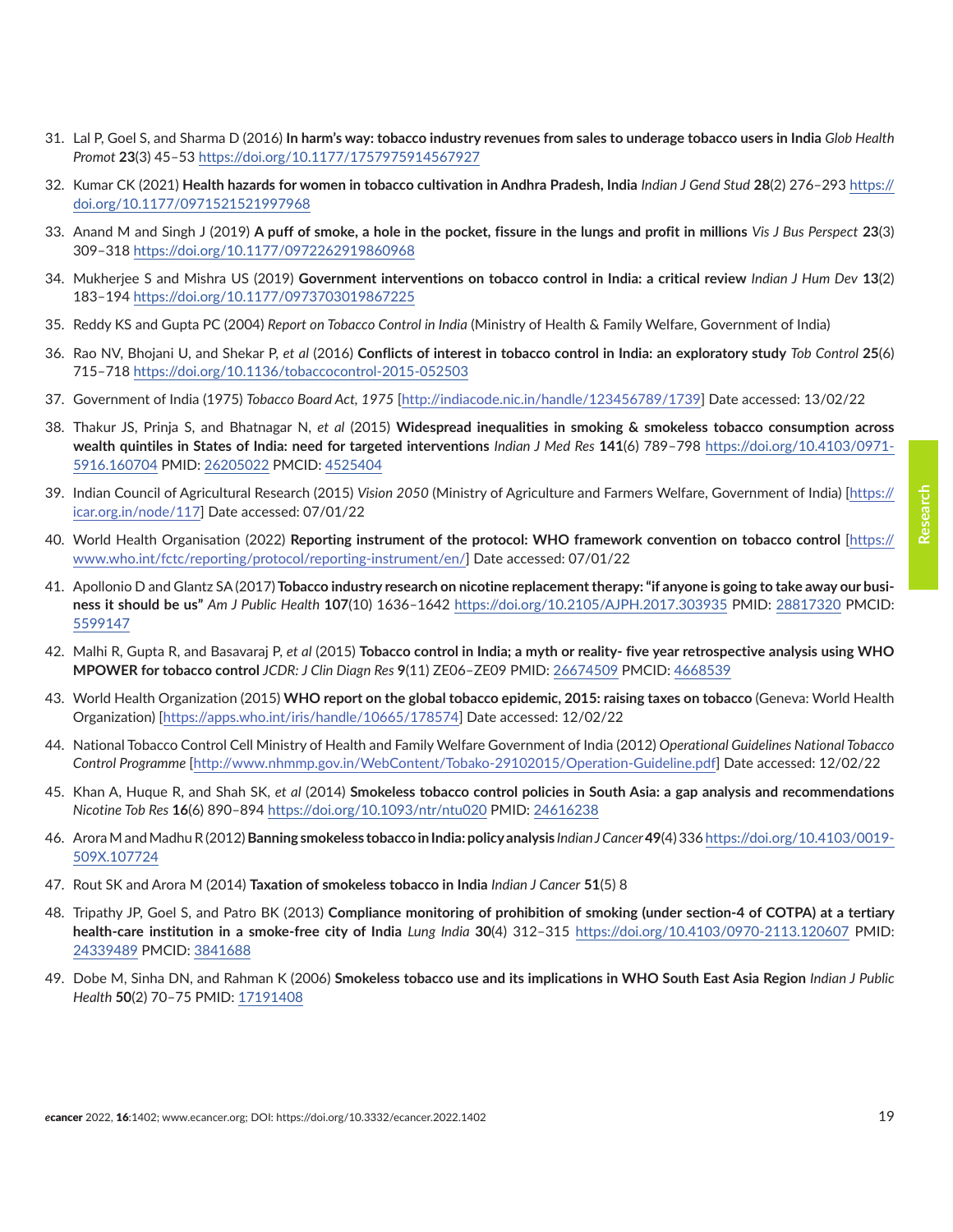31. Lal P, Goel S, and Sharma D (2016) **In harm's way: tobacco industry revenues from sales to underage tobacco users in India** *Glob Health Promot* **23**(3) 45–53 https://doi.org/10.1177/1757975914567927

32. Kumar CK (2021) **Health hazards for women in tobacco cultivation in Andhra Pradesh, India** *Indian J Gend Stud* **28**(2) 276–293 https://doi.org/10.1177/0971521521997968

33. Anand M and Singh J (2019) **A puff of smoke, a hole in the pocket, fissure in the lungs and profit in millions** *Vis J Bus Perspect* **23**(3) 309–318 https://doi.org/10.1177/0972262919860968

34. Mukherjee S and Mishra US (2019) **Government interventions on tobacco control in India: a critical review** *Indian J Hum Dev* **13**(2) 183–194 https://doi.org/10.1177/0973703019867225

35. Reddy KS and Gupta PC (2004) *Report on Tobacco Control in India* (Ministry of Health & Family Welfare, Government of India)

36. Rao NV, Bhojani U, and Shekar P, *et al* (2016) **Conflicts of interest in tobacco control in India: an exploratory study** *Tob Control* **25**(6) 715–718 https://doi.org/10.1136/tobaccocontrol-2015-052503

37. Government of India (1975) *Tobacco Board Act, 1975* [http://indiacode.nic.in/handle/123456789/1739] Date accessed: 13/02/22

38. Thakur JS, Prinja S, and Bhatnagar N, *et al* (2015) **Widespread inequalities in smoking & smokeless tobacco consumption across wealth quintiles in States of India: need for targeted interventions** *Indian J Med Res* **141**(6) 789–798 https://doi.org/10.4103/0971-5916.160704 PMID: 26205022 PMCID: 4525404

39. Indian Council of Agricultural Research (2015) *Vision 2050* (Ministry of Agriculture and Farmers Welfare, Government of India) [https://icar.org.in/node/117] Date accessed: 07/01/22

40. World Health Organisation (2022) **Reporting instrument of the protocol: WHO framework convention on tobacco control** [https://www.who.int/fctc/reporting/protocol/reporting-instrument/en/] Date accessed: 07/01/22

41. Apollonio D and Glantz SA (2017) **Tobacco industry research on nicotine replacement therapy: "if anyone is going to take away our business it should be us"** *Am J Public Health* **107**(10) 1636–1642 https://doi.org/10.2105/AJPH.2017.303935 PMID: 28817320 PMCID: 5599147

42. Malhi R, Gupta R, and Basavaraj P, *et al* (2015) **Tobacco control in India; a myth or reality- five year retrospective analysis using WHO MPOWER for tobacco control** *JCDR: J Clin Diagn Res* **9**(11) ZE06–ZE09 PMID: 26674509 PMCID: 4668539

43. World Health Organization (2015) **WHO report on the global tobacco epidemic, 2015: raising taxes on tobacco** (Geneva: World Health Organization) [https://apps.who.int/iris/handle/10665/178574] Date accessed: 12/02/22

44. National Tobacco Control Cell Ministry of Health and Family Welfare Government of India (2012) *Operational Guidelines National Tobacco Control Programme* [http://www.nhmmp.gov.in/WebContent/Tobako-29102015/Operation-Guideline.pdf] Date accessed: 12/02/22

45. Khan A, Huque R, and Shah SK, *et al* (2014) **Smokeless tobacco control policies in South Asia: a gap analysis and recommendations** *Nicotine Tob Res* **16**(6) 890–894 https://doi.org/10.1093/ntr/ntu020 PMID: 24616238

46. Arora M and Madhu R (2012) **Banning smokeless tobacco in India: policy analysis** *Indian J Cancer* **49**(4) 336 https://doi.org/10.4103/0019-509X.107724

47. Rout SK and Arora M (2014) **Taxation of smokeless tobacco in India** *Indian J Cancer* **51**(5) 8

48. Tripathy JP, Goel S, and Patro BK (2013) **Compliance monitoring of prohibition of smoking (under section-4 of COTPA) at a tertiary health-care institution in a smoke-free city of India** *Lung India* **30**(4) 312–315 https://doi.org/10.4103/0970-2113.120607 PMID: 24339489 PMCID: 3841688

49. Dobe M, Sinha DN, and Rahman K (2006) **Smokeless tobacco use and its implications in WHO South East Asia Region** *Indian J Public Health* **50**(2) 70–75 PMID: 17191408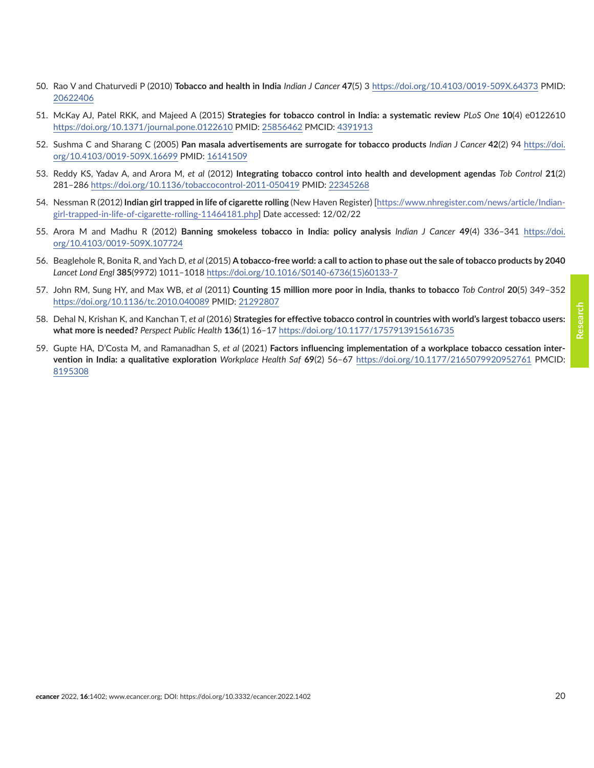50. Rao V and Chaturvedi P (2010) **Tobacco and health in India** *Indian J Cancer* **47**(5) 3 https://doi.org/10.4103/0019-509X.64373 PMID: 20622406

51. McKay AJ, Patel RKK, and Majeed A (2015) **Strategies for tobacco control in India: a systematic review** *PLoS One* **10**(4) e0122610 https://doi.org/10.1371/journal.pone.0122610 PMID: 25856462 PMCID: 4391913

52. Sushma C and Sharang C (2005) **Pan masala advertisements are surrogate for tobacco products** *Indian J Cancer* **42**(2) 94 https://doi.org/10.4103/0019-509X.16699 PMID: 16141509

53. Reddy KS, Yadav A, and Arora M, *et al* (2012) **Integrating tobacco control into health and development agendas** *Tob Control* **21**(2) 281–286 https://doi.org/10.1136/tobaccocontrol-2011-050419 PMID: 22345268

54. Nessman R (2012) **Indian girl trapped in life of cigarette rolling** (New Haven Register) [https://www.nhregister.com/news/article/Indian-girl-trapped-in-life-of-cigarette-rolling-11464181.php] Date accessed: 12/02/22

55. Arora M and Madhu R (2012) **Banning smokeless tobacco in India: policy analysis** *Indian J Cancer* **49**(4) 336–341 https://doi.org/10.4103/0019-509X.107724

56. Beaglehole R, Bonita R, and Yach D, *et al* (2015) **A tobacco-free world: a call to action to phase out the sale of tobacco products by 2040** *Lancet Lond Engl* **385**(9972) 1011–1018 https://doi.org/10.1016/S0140-6736(15)60133-7

57. John RM, Sung HY, and Max WB, *et al* (2011) **Counting 15 million more poor in India, thanks to tobacco** *Tob Control* **20**(5) 349–352 https://doi.org/10.1136/tc.2010.040089 PMID: 21292807

58. Dehal N, Krishan K, and Kanchan T, *et al* (2016) **Strategies for effective tobacco control in countries with world's largest tobacco users: what more is needed?** *Perspect Public Health* **136**(1) 16–17 https://doi.org/10.1177/1757913915616735

59. Gupte HA, D'Costa M, and Ramanadhan S, *et al* (2021) **Factors influencing implementation of a workplace tobacco cessation intervention in India: a qualitative exploration** *Workplace Health Saf* **69**(2) 56–67 https://doi.org/10.1177/2165079920952761 PMCID: 8195308